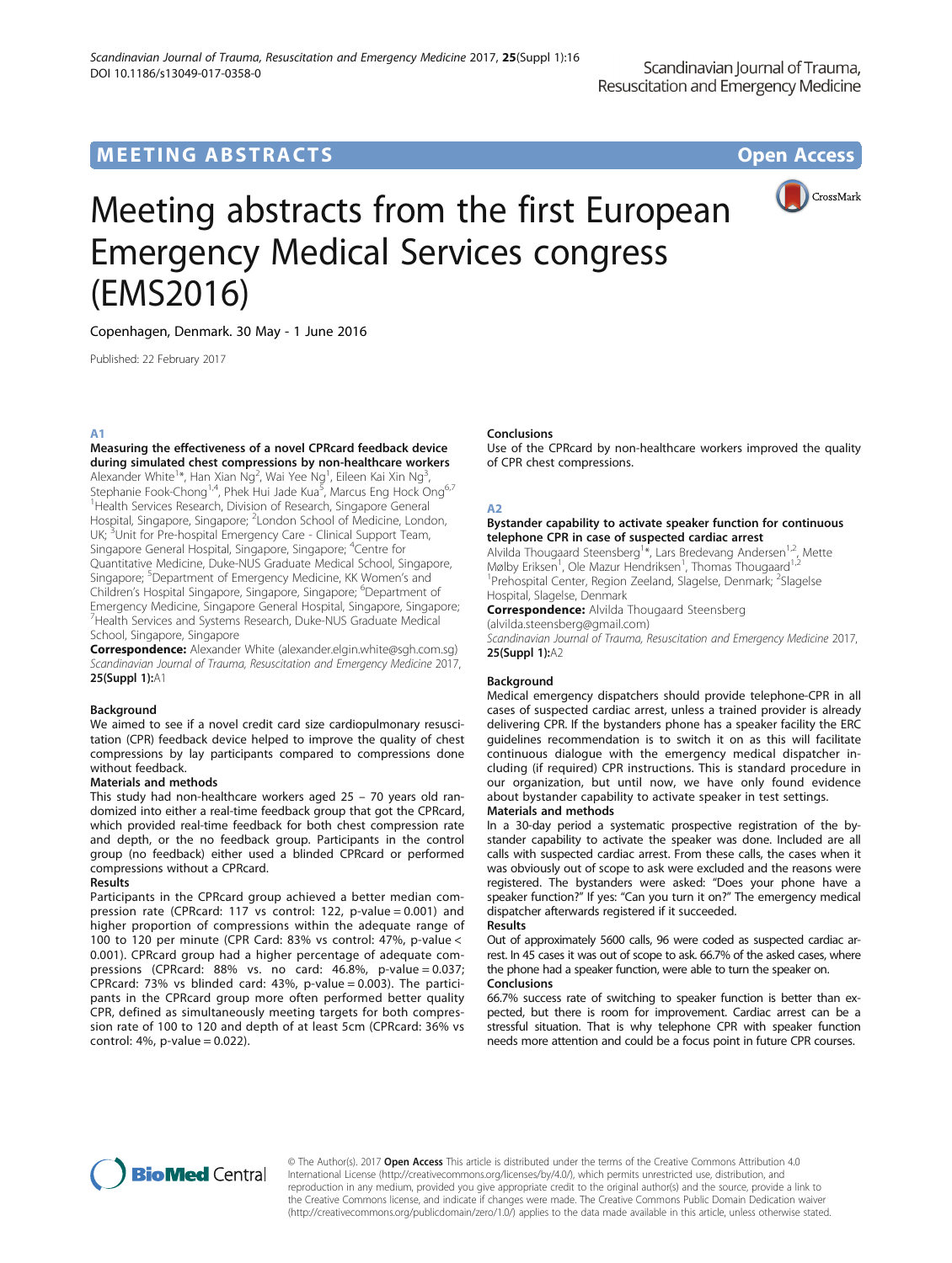# Meeting abstracts from the first European Emergency Medical Services congress (EMS2016)

Copenhagen, Denmark. 30 May - 1 June 2016

Published: 22 February 2017

## A1

### Measuring the effectiveness of a novel CPRcard feedback device during simulated chest compressions by non-healthcare workers

Alexander White[1]*, Han Xian Ng[2], Wai Yee Ng[1], Eileen Kai Xin Ng[3], Stephanie Fook-Chong[1,4], Phek Hui Jade Kua[5], Marcus Eng Hock Ong[6,7]

[1]Health Services Research, Division of Research, Singapore General Hospital, Singapore, Singapore; [2]London School of Medicine, London, UK; [3]Unit for Pre-hospital Emergency Care - Clinical Support Team, Singapore General Hospital, Singapore, Singapore; [4]Centre for Quantitative Medicine, Duke-NUS Graduate Medical School, Singapore, Singapore; [5]Department of Emergency Medicine, KK Women's and Children's Hospital Singapore, Singapore, Singapore; [6]Department of Emergency Medicine, Singapore General Hospital, Singapore, Singapore; [7]Health Services and Systems Research, Duke-NUS Graduate Medical School, Singapore, Singapore

**Correspondence:** Alexander White (alexander.elgin.white@sgh.com.sg)
*Scandinavian Journal of Trauma, Resuscitation and Emergency Medicine* 2017, **25(Suppl 1):**A1

#### Background

We aimed to see if a novel credit card size cardiopulmonary resuscitation (CPR) feedback device helped to improve the quality of chest compressions by lay participants compared to compressions done without feedback.

#### Materials and methods

This study had non-healthcare workers aged 25 – 70 years old randomized into either a real-time feedback group that got the CPRcard, which provided real-time feedback for both chest compression rate and depth, or the no feedback group. Participants in the control group (no feedback) either used a blinded CPRcard or performed compressions without a CPRcard.

#### Results

Participants in the CPRcard group achieved a better median compression rate (CPRcard: 117 vs control: 122, p-value = 0.001) and higher proportion of compressions within the adequate range of 100 to 120 per minute (CPR Card: 83% vs control: 47%, p-value < 0.001). CPRcard group had a higher percentage of adequate compressions (CPRcard: 88% vs. no card: 46.8%, p-value = 0.037; CPRcard: 73% vs blinded card: 43%, p-value = 0.003). The participants in the CPRcard group more often performed better quality CPR, defined as simultaneously meeting targets for both compression rate of 100 to 120 and depth of at least 5cm (CPRcard: 36% vs control: 4%, p-value = 0.022).

#### Conclusions

Use of the CPRcard by non-healthcare workers improved the quality of CPR chest compressions.

## A2

### Bystander capability to activate speaker function for continuous telephone CPR in case of suspected cardiac arrest

Alvilda Thougaard Steensberg[1]*, Lars Bredevang Andersen[1,2], Mette Mølby Eriksen[1], Ole Mazur Hendriksen[1], Thomas Thougaard[1,2]

[1]Prehospital Center, Region Zeeland, Slagelse, Denmark; [2]Slagelse Hospital, Slagelse, Denmark

**Correspondence:** Alvilda Thougaard Steensberg (alvilda.steensberg@gmail.com)
*Scandinavian Journal of Trauma, Resuscitation and Emergency Medicine* 2017, **25(Suppl 1):**A2

#### Background

Medical emergency dispatchers should provide telephone-CPR in all cases of suspected cardiac arrest, unless a trained provider is already delivering CPR. If the bystanders phone has a speaker facility the ERC guidelines recommendation is to switch it on as this will facilitate continuous dialogue with the emergency medical dispatcher including (if required) CPR instructions. This is standard procedure in our organization, but until now, we have only found evidence about bystander capability to activate speaker in test settings.

#### Materials and methods

In a 30-day period a systematic prospective registration of the bystander capability to activate the speaker was done. Included are all calls with suspected cardiac arrest. From these calls, the cases when it was obviously out of scope to ask were excluded and the reasons were registered. The bystanders were asked: "Does your phone have a speaker function?" If yes: "Can you turn it on?" The emergency medical dispatcher afterwards registered if it succeeded.

#### Results

Out of approximately 5600 calls, 96 were coded as suspected cardiac arrest. In 45 cases it was out of scope to ask. 66.7% of the asked cases, where the phone had a speaker function, were able to turn the speaker on.

#### Conclusions

66.7% success rate of switching to speaker function is better than expected, but there is room for improvement. Cardiac arrest can be a stressful situation. That is why telephone CPR with speaker function needs more attention and could be a focus point in future CPR courses.

© The Author(s). 2017 **Open Access** This article is distributed under the terms of the Creative Commons Attribution 4.0 International License (http://creativecommons.org/licenses/by/4.0/), which permits unrestricted use, distribution, and reproduction in any medium, provided you give appropriate credit to the original author(s) and the source, provide a link to the Creative Commons license, and indicate if changes were made. The Creative Commons Public Domain Dedication waiver (http://creativecommons.org/publicdomain/zero/1.0/) applies to the data made available in this article, unless otherwise stated.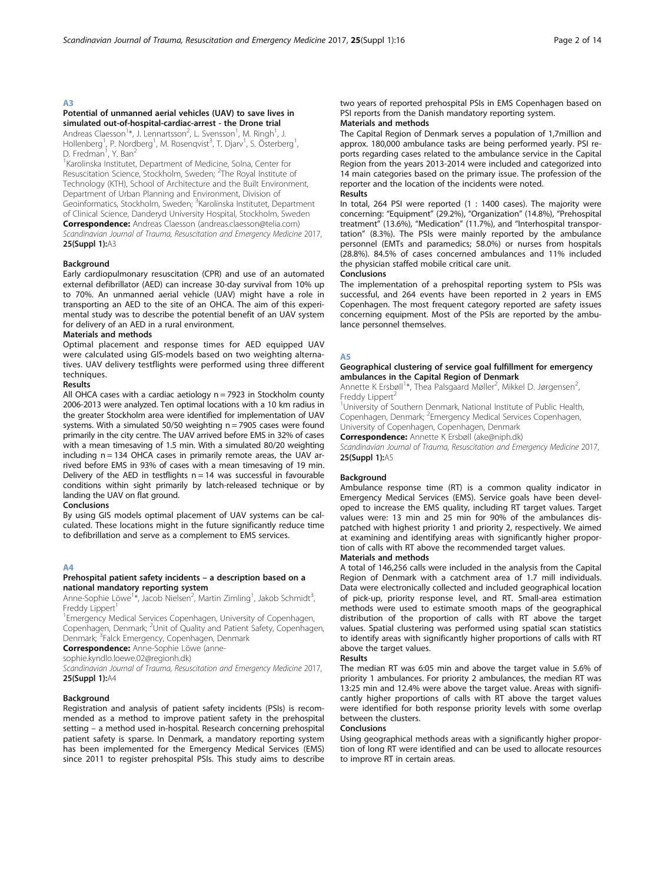## A3

### Potential of unmanned aerial vehicles (UAV) to save lives in simulated out-of-hospital-cardiac-arrest - the Drone trial

Andreas Claesson[1]*, J. Lennartsson[2], L. Svensson[1], M. Ringh[1], J. Hollenberg[1], P. Nordberg[1], M. Rosenqvist[3], T. Djarv[1], S. Österberg[1], D. Fredman[1], Y. Ban[2]

[1]Karolinska Institutet, Department of Medicine, Solna, Center for Resuscitation Science, Stockholm, Sweden; [2]The Royal Institute of Technology (KTH), School of Architecture and the Built Environment, Department of Urban Planning and Environment, Division of Geoinformatics, Stockholm, Sweden; [3]Karolinska Institutet, Department of Clinical Science, Danderyd University Hospital, Stockholm, Sweden

**Correspondence:** Andreas Claesson (andreas.claesson@telia.com)

*Scandinavian Journal of Trauma, Resuscitation and Emergency Medicine* 2017, **25(Suppl 1):**A3

#### Background

Early cardiopulmonary resuscitation (CPR) and use of an automated external defibrillator (AED) can increase 30-day survival from 10% up to 70%. An unmanned aerial vehicle (UAV) might have a role in transporting an AED to the site of an OHCA. The aim of this experimental study was to describe the potential benefit of an UAV system for delivery of an AED in a rural environment.

#### Materials and methods

Optimal placement and response times for AED equipped UAV were calculated using GIS-models based on two weighting alternatives. UAV delivery testflights were performed using three different techniques.

#### Results

All OHCA cases with a cardiac aetiology n = 7923 in Stockholm county 2006-2013 were analyzed. Ten optimal locations with a 10 km radius in the greater Stockholm area were identified for implementation of UAV systems. With a simulated 50/50 weighting n = 7905 cases were found primarily in the city centre. The UAV arrived before EMS in 32% of cases with a mean timesaving of 1.5 min. With a simulated 80/20 weighting including n = 134 OHCA cases in primarily remote areas, the UAV arrived before EMS in 93% of cases with a mean timesaving of 19 min. Delivery of the AED in testflights n = 14 was successful in favourable conditions within sight primarily by latch-released technique or by landing the UAV on flat ground.

#### Conclusions

By using GIS models optimal placement of UAV systems can be calculated. These locations might in the future significantly reduce time to defibrillation and serve as a complement to EMS services.

## A4

### Prehospital patient safety incidents – a description based on a national mandatory reporting system

Anne-Sophie Löwe[1]*, Jacob Nielsen[2], Martin Zimling[1], Jakob Schmidt[3], Freddy Lippert[1]

[1]Emergency Medical Services Copenhagen, University of Copenhagen, Copenhagen, Denmark; [2]Unit of Quality and Patient Safety, Copenhagen, Denmark; [3]Falck Emergency, Copenhagen, Denmark

**Correspondence:** Anne-Sophie Löwe (anne-sophie.kyndlo.loewe.02@regionh.dk)

*Scandinavian Journal of Trauma, Resuscitation and Emergency Medicine* 2017, **25(Suppl 1):**A4

#### Background

Registration and analysis of patient safety incidents (PSIs) is recommended as a method to improve patient safety in the prehospital setting – a method used in-hospital. Research concerning prehospital patient safety is sparse. In Denmark, a mandatory reporting system has been implemented for the Emergency Medical Services (EMS) since 2011 to register prehospital PSIs. This study aims to describe two years of reported prehospital PSIs in EMS Copenhagen based on PSI reports from the Danish mandatory reporting system.

#### Materials and methods

The Capital Region of Denmark serves a population of 1,7million and approx. 180,000 ambulance tasks are being performed yearly. PSI reports regarding cases related to the ambulance service in the Capital Region from the years 2013-2014 were included and categorized into 14 main categories based on the primary issue. The profession of the reporter and the location of the incidents were noted.

#### Results

In total, 264 PSI were reported (1 : 1400 cases). The majority were concerning: "Equipment" (29.2%), "Organization" (14.8%), "Prehospital treatment" (13.6%), "Medication" (11.7%), and "Interhospital transportation" (8.3%). The PSIs were mainly reported by the ambulance personnel (EMTs and paramedics; 58.0%) or nurses from hospitals (28.8%). 84.5% of cases concerned ambulances and 11% included the physician staffed mobile critical care unit.

#### Conclusions

The implementation of a prehospital reporting system to PSIs was successful, and 264 events have been reported in 2 years in EMS Copenhagen. The most frequent category reported are safety issues concerning equipment. Most of the PSIs are reported by the ambulance personnel themselves.

## A5

### Geographical clustering of service goal fulfillment for emergency ambulances in the Capital Region of Denmark

Annette K Ersbøll[1]*, Thea Palsgaard Møller[2], Mikkel D. Jørgensen[2], Freddy Lippert[2]

[1]University of Southern Denmark, National Institute of Public Health, Copenhagen, Denmark; [2]Emergency Medical Services Copenhagen, University of Copenhagen, Copenhagen, Denmark

**Correspondence:** Annette K Ersbøll (ake@niph.dk)

*Scandinavian Journal of Trauma, Resuscitation and Emergency Medicine* 2017, **25(Suppl 1):**A5

#### Background

Ambulance response time (RT) is a common quality indicator in Emergency Medical Services (EMS). Service goals have been developed to increase the EMS quality, including RT target values. Target values were: 13 min and 25 min for 90% of the ambulances dispatched with highest priority 1 and priority 2, respectively. We aimed at examining and identifying areas with significantly higher proportion of calls with RT above the recommended target values.

#### Materials and methods

A total of 146,256 calls were included in the analysis from the Capital Region of Denmark with a catchment area of 1.7 mill individuals. Data were electronically collected and included geographical location of pick-up, priority response level, and RT. Small-area estimation methods were used to estimate smooth maps of the geographical distribution of the proportion of calls with RT above the target values. Spatial clustering was performed using spatial scan statistics to identify areas with significantly higher proportions of calls with RT above the target values.

#### Results

The median RT was 6:05 min and above the target value in 5.6% of priority 1 ambulances. For priority 2 ambulances, the median RT was 13:25 min and 12.4% were above the target value. Areas with significantly higher proportions of calls with RT above the target values were identified for both response priority levels with some overlap between the clusters.

#### Conclusions

Using geographical methods areas with a significantly higher proportion of long RT were identified and can be used to allocate resources to improve RT in certain areas.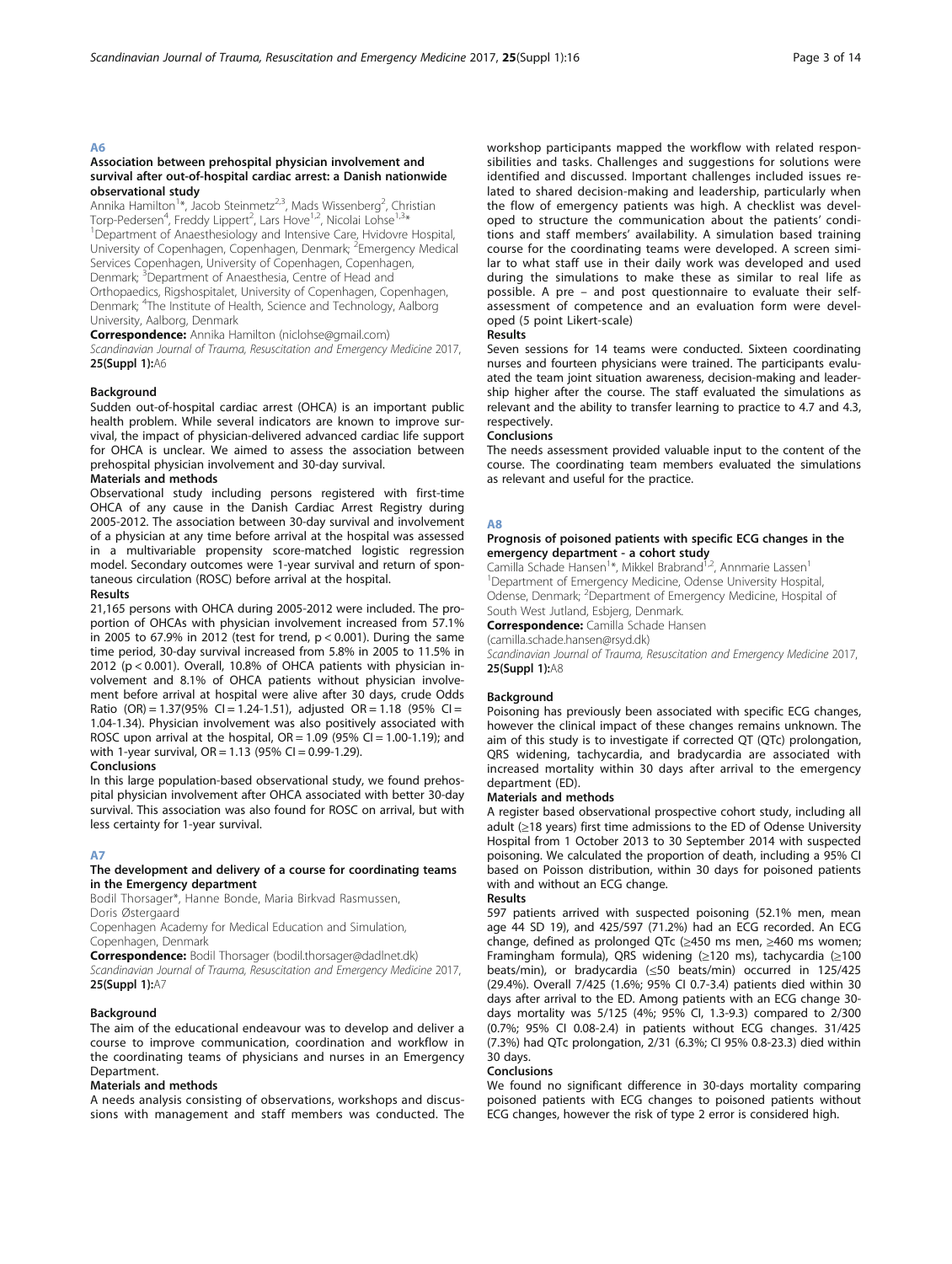## A6

### Association between prehospital physician involvement and survival after out-of-hospital cardiac arrest: a Danish nationwide observational study

Annika Hamilton[1]*, Jacob Steinmetz[2,3], Mads Wissenberg[2], Christian Torp-Pedersen[4], Freddy Lippert[2], Lars Hove[1,2], Nicolai Lohse[1,3]*

[1]Department of Anaesthesiology and Intensive Care, Hvidovre Hospital, University of Copenhagen, Copenhagen, Denmark; [2]Emergency Medical Services Copenhagen, University of Copenhagen, Copenhagen, Denmark; [3]Department of Anaesthesia, Centre of Head and Orthopaedics, Rigshospitalet, University of Copenhagen, Copenhagen, Denmark; [4]The Institute of Health, Science and Technology, Aalborg University, Aalborg, Denmark

**Correspondence:** Annika Hamilton (niclohse@gmail.com)

*Scandinavian Journal of Trauma, Resuscitation and Emergency Medicine* 2017, **25(Suppl 1):**A6

#### Background

Sudden out-of-hospital cardiac arrest (OHCA) is an important public health problem. While several indicators are known to improve survival, the impact of physician-delivered advanced cardiac life support for OHCA is unclear. We aimed to assess the association between prehospital physician involvement and 30-day survival.

#### Materials and methods

Observational study including persons registered with first-time OHCA of any cause in the Danish Cardiac Arrest Registry during 2005-2012. The association between 30-day survival and involvement of a physician at any time before arrival at the hospital was assessed in a multivariable propensity score-matched logistic regression model. Secondary outcomes were 1-year survival and return of spontaneous circulation (ROSC) before arrival at the hospital.

#### Results

21,165 persons with OHCA during 2005-2012 were included. The proportion of OHCAs with physician involvement increased from 57.1% in 2005 to 67.9% in 2012 (test for trend, p < 0.001). During the same time period, 30-day survival increased from 5.8% in 2005 to 11.5% in 2012 (p < 0.001). Overall, 10.8% of OHCA patients with physician involvement and 8.1% of OHCA patients without physician involvement before arrival at hospital were alive after 30 days, crude Odds Ratio (OR) = 1.37(95% CI = 1.24-1.51), adjusted OR = 1.18 (95% CI = 1.04-1.34). Physician involvement was also positively associated with ROSC upon arrival at the hospital, OR = 1.09 (95% CI = 1.00-1.19); and with 1-year survival, OR = 1.13 (95% CI = 0.99-1.29).

#### Conclusions

In this large population-based observational study, we found prehospital physician involvement after OHCA associated with better 30-day survival. This association was also found for ROSC on arrival, but with less certainty for 1-year survival.

## A7

### The development and delivery of a course for coordinating teams in the Emergency department

Bodil Thorsager*, Hanne Bonde, Maria Birkvad Rasmussen, Doris Østergaard

Copenhagen Academy for Medical Education and Simulation, Copenhagen, Denmark

**Correspondence:** Bodil Thorsager (bodil.thorsager@dadlnet.dk)

*Scandinavian Journal of Trauma, Resuscitation and Emergency Medicine* 2017, **25(Suppl 1):**A7

#### Background

The aim of the educational endeavour was to develop and deliver a course to improve communication, coordination and workflow in the coordinating teams of physicians and nurses in an Emergency Department.

#### Materials and methods

A needs analysis consisting of observations, workshops and discussions with management and staff members was conducted. The workshop participants mapped the workflow with related responsibilities and tasks. Challenges and suggestions for solutions were identified and discussed. Important challenges included issues related to shared decision-making and leadership, particularly when the flow of emergency patients was high. A checklist was developed to structure the communication about the patients' conditions and staff members' availability. A simulation based training course for the coordinating teams were developed. A screen similar to what staff use in their daily work was developed and used during the simulations to make these as similar to real life as possible. A pre – and post questionnaire to evaluate their self-assessment of competence and an evaluation form were developed (5 point Likert-scale)

#### Results

Seven sessions for 14 teams were conducted. Sixteen coordinating nurses and fourteen physicians were trained. The participants evaluated the team joint situation awareness, decision-making and leadership higher after the course. The staff evaluated the simulations as relevant and the ability to transfer learning to practice to 4.7 and 4.3, respectively.

#### Conclusions

The needs assessment provided valuable input to the content of the course. The coordinating team members evaluated the simulations as relevant and useful for the practice.

## A8

### Prognosis of poisoned patients with specific ECG changes in the emergency department - a cohort study

Camilla Schade Hansen[1]*, Mikkel Brabrand[1,2], Annmarie Lassen[1]

[1]Department of Emergency Medicine, Odense University Hospital, Odense, Denmark; [2]Department of Emergency Medicine, Hospital of South West Jutland, Esbjerg, Denmark.

**Correspondence:** Camilla Schade Hansen (camilla.schade.hansen@rsyd.dk)

*Scandinavian Journal of Trauma, Resuscitation and Emergency Medicine* 2017, **25(Suppl 1):**A8

#### Background

Poisoning has previously been associated with specific ECG changes, however the clinical impact of these changes remains unknown. The aim of this study is to investigate if corrected QT (QTc) prolongation, QRS widening, tachycardia, and bradycardia are associated with increased mortality within 30 days after arrival to the emergency department (ED).

#### Materials and methods

A register based observational prospective cohort study, including all adult (≥18 years) first time admissions to the ED of Odense University Hospital from 1 October 2013 to 30 September 2014 with suspected poisoning. We calculated the proportion of death, including a 95% CI based on Poisson distribution, within 30 days for poisoned patients with and without an ECG change.

#### Results

597 patients arrived with suspected poisoning (52.1% men, mean age 44 SD 19), and 425/597 (71.2%) had an ECG recorded. An ECG change, defined as prolonged QTc (≥450 ms men, ≥460 ms women; Framingham formula), QRS widening (≥120 ms), tachycardia (≥100 beats/min), or bradycardia (≤50 beats/min) occurred in 125/425 (29.4%). Overall 7/425 (1.6%; 95% CI 0.7-3.4) patients died within 30 days after arrival to the ED. Among patients with an ECG change 30-days mortality was 5/125 (4%; 95% CI, 1.3-9.3) compared to 2/300 (0.7%; 95% CI 0.08-2.4) in patients without ECG changes. 31/425 (7.3%) had QTc prolongation, 2/31 (6.3%; CI 95% 0.8-23.3) died within 30 days.

#### Conclusions

We found no significant difference in 30-days mortality comparing poisoned patients with ECG changes to poisoned patients without ECG changes, however the risk of type 2 error is considered high.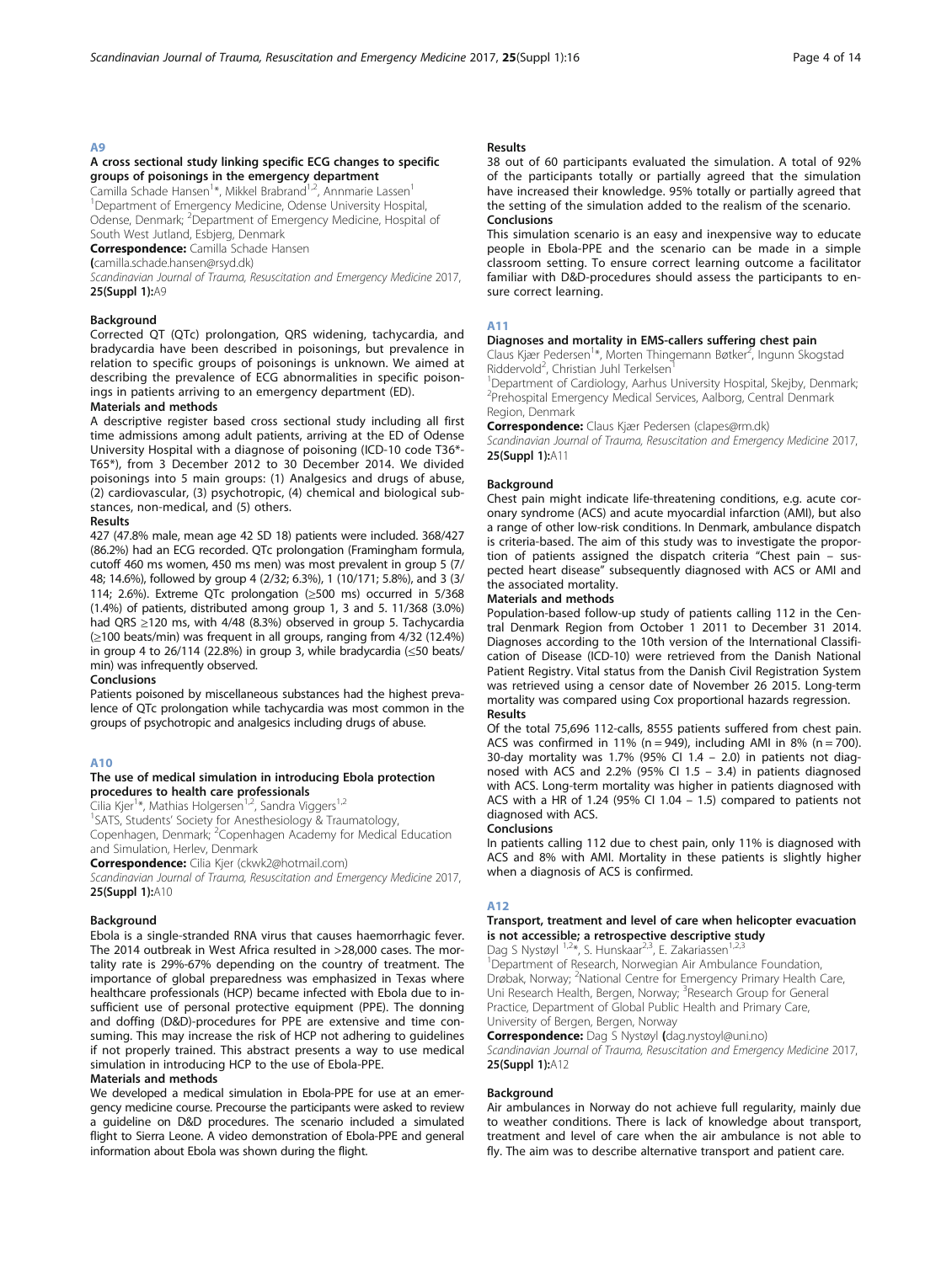## A9

### A cross sectional study linking specific ECG changes to specific groups of poisonings in the emergency department

Camilla Schade Hansen[1]*, Mikkel Brabrand[1,2], Annmarie Lassen[1]

[1]Department of Emergency Medicine, Odense University Hospital, Odense, Denmark; [2]Department of Emergency Medicine, Hospital of South West Jutland, Esbjerg, Denmark

**Correspondence:** Camilla Schade Hansen (camilla.schade.hansen@rsyd.dk)

*Scandinavian Journal of Trauma, Resuscitation and Emergency Medicine* 2017, **25(Suppl 1):**A9

#### Background

Corrected QT (QTc) prolongation, QRS widening, tachycardia, and bradycardia have been described in poisonings, but prevalence in relation to specific groups of poisonings is unknown. We aimed at describing the prevalence of ECG abnormalities in specific poisonings in patients arriving to an emergency department (ED).

#### Materials and methods

A descriptive register based cross sectional study including all first time admissions among adult patients, arriving at the ED of Odense University Hospital with a diagnosis of poisoning (ICD-10 code T36*-T65*), from 3 December 2012 to 30 December 2014. We divided poisonings into 5 main groups: (1) Analgesics and drugs of abuse, (2) cardiovascular, (3) psychotropic, (4) chemical and biological substances, non-medical, and (5) others.

#### Results

427 (47.8% male, mean age 42 SD 18) patients were included. 368/427 (86.2%) had an ECG recorded. QTc prolongation (Framingham formula, cutoff 460 ms women, 450 ms men) was most prevalent in group 5 (7/48; 14.6%), followed by group 4 (2/32; 6.3%), 1 (10/171; 5.8%), and 3 (3/114; 2.6%). Extreme QTc prolongation (≥500 ms) occurred in 5/368 (1.4%) of patients, distributed among group 1, 3 and 5. 11/368 (3.0%) had QRS ≥120 ms, with 4/48 (8.3%) observed in group 5. Tachycardia (≥100 beats/min) was frequent in all groups, ranging from 4/32 (12.4%) in group 4 to 26/114 (22.8%) in group 3, while bradycardia (≤50 beats/min) was infrequently observed.

#### Conclusions

Patients poisoned by miscellaneous substances had the highest prevalence of QTc prolongation while tachycardia was most common in the groups of psychotropic and analgesics including drugs of abuse.

## A10

### The use of medical simulation in introducing Ebola protection procedures to health care professionals

Cilia Kjer[1]*, Mathias Holgersen[1,2], Sandra Viggers[1,2]

[1]SATS, Students' Society for Anesthesiology & Traumatology, Copenhagen, Denmark; [2]Copenhagen Academy for Medical Education and Simulation, Herlev, Denmark

**Correspondence:** Cilia Kjer (ckwk2@hotmail.com)

*Scandinavian Journal of Trauma, Resuscitation and Emergency Medicine* 2017, **25(Suppl 1):**A10

#### Background

Ebola is a single-stranded RNA virus that causes haemorrhagic fever. The 2014 outbreak in West Africa resulted in >28,000 cases. The mortality rate is 29%-67% depending on the country of treatment. The importance of global preparedness was emphasized in Texas where healthcare professionals (HCP) became infected with Ebola due to insufficient use of personal protective equipment (PPE). The donning and doffing (D&D)-procedures for PPE are extensive and time consuming. This may increase the risk of HCP not adhering to guidelines if not properly trained. This abstract presents a way to use medical simulation in introducing HCP to the use of Ebola-PPE.

#### Materials and methods

We developed a medical simulation in Ebola-PPE for use at an emergency medicine course. Precourse the participants were asked to review a guideline on D&D procedures. The scenario included a simulated flight to Sierra Leone. A video demonstration of Ebola-PPE and general information about Ebola was shown during the flight.

#### Results

38 out of 60 participants evaluated the simulation. A total of 92% of the participants totally or partially agreed that the simulation have increased their knowledge. 95% totally or partially agreed that the setting of the simulation added to the realism of the scenario.

#### Conclusions

This simulation scenario is an easy and inexpensive way to educate people in Ebola-PPE and the scenario can be made in a simple classroom setting. To ensure correct learning outcome a facilitator familiar with D&D-procedures should assess the participants to ensure correct learning.

## A11

### Diagnoses and mortality in EMS-callers suffering chest pain

Claus Kjær Pedersen[1]*, Morten Thingemann Bøtker[2], Ingunn Skogstad Riddervold[2], Christian Juhl Terkelsen[1]

[1]Department of Cardiology, Aarhus University Hospital, Skejby, Denmark; [2]Prehospital Emergency Medical Services, Aalborg, Central Denmark Region, Denmark

**Correspondence:** Claus Kjær Pedersen (clapes@rm.dk)

*Scandinavian Journal of Trauma, Resuscitation and Emergency Medicine* 2017, **25(Suppl 1):**A11

#### Background

Chest pain might indicate life-threatening conditions, e.g. acute coronary syndrome (ACS) and acute myocardial infarction (AMI), but also a range of other low-risk conditions. In Denmark, ambulance dispatch is criteria-based. The aim of this study was to investigate the proportion of patients assigned the dispatch criteria "Chest pain – suspected heart disease" subsequently diagnosed with ACS or AMI and the associated mortality.

#### Materials and methods

Population-based follow-up study of patients calling 112 in the Central Denmark Region from October 1 2011 to December 31 2014. Diagnoses according to the 10th version of the International Classification of Disease (ICD-10) were retrieved from the Danish National Patient Registry. Vital status from the Danish Civil Registration System was retrieved using a censor date of November 26 2015. Long-term mortality was compared using Cox proportional hazards regression.

#### Results

Of the total 75,696 112-calls, 8555 patients suffered from chest pain. ACS was confirmed in 11% (n = 949), including AMI in 8% (n = 700). 30-day mortality was 1.7% (95% CI 1.4 – 2.0) in patients not diagnosed with ACS and 2.2% (95% CI 1.5 – 3.4) in patients diagnosed with ACS. Long-term mortality was higher in patients diagnosed with ACS with a HR of 1.24 (95% CI 1.04 – 1.5) compared to patients not diagnosed with ACS.

#### Conclusions

In patients calling 112 due to chest pain, only 11% is diagnosed with ACS and 8% with AMI. Mortality in these patients is slightly higher when a diagnosis of ACS is confirmed.

## A12

### Transport, treatment and level of care when helicopter evacuation is not accessible; a retrospective descriptive study

Dag S Nystøyl [1,2]*, S. Hunskaar[2,3], E. Zakariassen[1,2,3]

[1]Department of Research, Norwegian Air Ambulance Foundation, Drøbak, Norway; [2]National Centre for Emergency Primary Health Care, Uni Research Health, Bergen, Norway; [3]Research Group for General Practice, Department of Global Public Health and Primary Care, University of Bergen, Bergen, Norway

**Correspondence:** Dag S Nystøyl (dag.nystoyl@uni.no)

*Scandinavian Journal of Trauma, Resuscitation and Emergency Medicine* 2017, **25(Suppl 1):**A12

#### Background

Air ambulances in Norway do not achieve full regularity, mainly due to weather conditions. There is lack of knowledge about transport, treatment and level of care when the air ambulance is not able to fly. The aim was to describe alternative transport and patient care.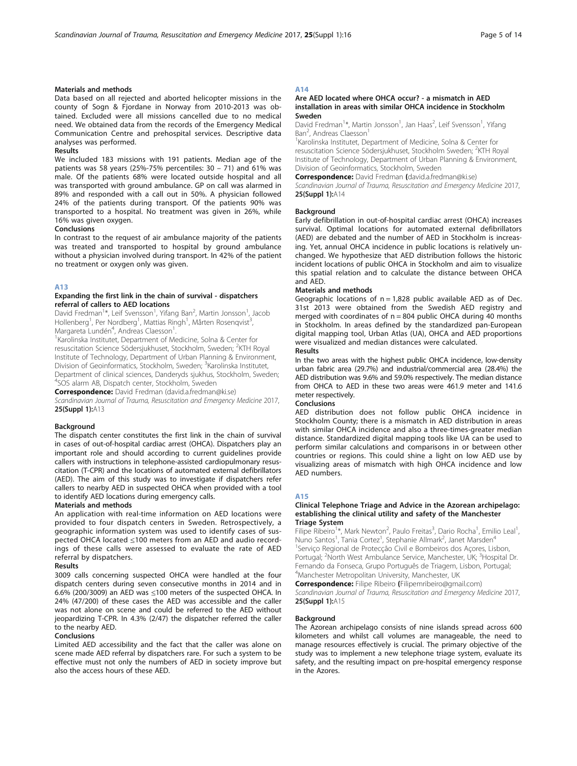### Materials and methods

Data based on all rejected and aborted helicopter missions in the county of Sogn & Fjordane in Norway from 2010-2013 was obtained. Excluded were all missions cancelled due to no medical need. We obtained data from the records of the Emergency Medical Communication Centre and prehospital services. Descriptive data analyses was performed.

### Results

We included 183 missions with 191 patients. Median age of the patients was 58 years (25%-75% percentiles: 30 – 71) and 61% was male. Of the patients 68% were located outside hospital and all was transported with ground ambulance. GP on call was alarmed in 89% and responded with a call out in 50%. A physician followed 24% of the patients during transport. Of the patients 90% was transported to a hospital. No treatment was given in 26%, while 16% was given oxygen.

### Conclusions

In contrast to the request of air ambulance majority of the patients was treated and transported to hospital by ground ambulance without a physician involved during transport. In 42% of the patient no treatment or oxygen only was given.

## A13

### Expanding the first link in the chain of survival - dispatchers referral of callers to AED locations

David Fredman[1]*, Leif Svensson[1], Yifang Ban[2], Martin Jonsson[1], Jacob Hollenberg[1], Per Nordberg[1], Mattias Ringh[1], Mårten Rosenqvist[3], Margareta Lundén[4], Andreas Claesson[1].

[1]Karolinska Institutet, Department of Medicine, Solna & Center for resuscitation Science Södersjukhuset, Stockholm, Sweden; [2]KTH Royal Institute of Technology, Department of Urban Planning & Environment, Division of Geoinformatics, Stockholm, Sweden; [3]Karolinska Institutet, Department of clinical sciences, Danderyds sjukhus, Stockholm, Sweden; [4]SOS alarm AB, Dispatch center, Stockholm, Sweden

**Correspondence:** David Fredman (david.a.fredman@ki.se)

*Scandinavian Journal of Trauma, Resuscitation and Emergency Medicine* 2017, **25(Suppl 1):**A13

### Background

The dispatch center constitutes the first link in the chain of survival in cases of out-of-hospital cardiac arrest (OHCA). Dispatchers play an important role and should according to current guidelines provide callers with instructions in telephone-assisted cardiopulmonary resuscitation (T-CPR) and the locations of automated external defibrillators (AED). The aim of this study was to investigate if dispatchers refer callers to nearby AED in suspected OHCA when provided with a tool to identify AED locations during emergency calls.

### Materials and methods

An application with real-time information on AED locations were provided to four dispatch centers in Sweden. Retrospectively, a geographic information system was used to identify cases of suspected OHCA located ≤100 meters from an AED and audio recordings of these calls were assessed to evaluate the rate of AED referral by dispatchers.

### Results

3009 calls concerning suspected OHCA were handled at the four dispatch centers during seven consecutive months in 2014 and in 6.6% (200/3009) an AED was ≤100 meters of the suspected OHCA. In 24% (47/200) of these cases the AED was accessible and the caller was not alone on scene and could be referred to the AED without jeopardizing T-CPR. In 4.3% (2/47) the dispatcher referred the caller to the nearby AED.

### Conclusions

Limited AED accessibility and the fact that the caller was alone on scene made AED referral by dispatchers rare. For such a system to be effective must not only the numbers of AED in society improve but also the access hours of these AED.

## A14

### Are AED located where OHCA occur? - a mismatch in AED installation in areas with similar OHCA incidence in Stockholm Sweden

David Fredman[1]*, Martin Jonsson[1], Jan Haas[2], Leif Svensson[1], Yifang Ban[2], Andreas Claesson[1]

[1]Karolinska Institutet, Department of Medicine, Solna & Center for resuscitation Science Södersjukhuset, Stockholm Sweden; [2]KTH Royal Institute of Technology, Department of Urban Planning & Environment, Division of Geoinformatics, Stockholm, Sweden

**Correspondence:** David Fredman **(**david.a.fredman@ki.se)

*Scandinavian Journal of Trauma, Resuscitation and Emergency Medicine* 2017, **25(Suppl 1):**A14

### Background

Early defibrillation in out-of-hospital cardiac arrest (OHCA) increases survival. Optimal locations for automated external defibrillators (AED) are debated and the number of AED in Stockholm is increasing. Yet, annual OHCA incidence in public locations is relatively unchanged. We hypothesize that AED distribution follows the historic incident locations of public OHCA in Stockholm and aim to visualize this spatial relation and to calculate the distance between OHCA and AED.

### Materials and methods

Geographic locations of n = 1,828 public available AED as of Dec. 31st 2013 were obtained from the Swedish AED registry and merged with coordinates of n = 804 public OHCA during 40 months in Stockholm. In areas defined by the standardized pan-European digital mapping tool, Urban Atlas (UA), OHCA and AED proportions were visualized and median distances were calculated.

### Results

In the two areas with the highest public OHCA incidence, low-density urban fabric area (29.7%) and industrial/commercial area (28.4%) the AED distribution was 9.6% and 59.0% respectively. The median distance from OHCA to AED in these two areas were 461.9 meter and 141.6 meter respectively.

### Conclusions

AED distribution does not follow public OHCA incidence in Stockholm County; there is a mismatch in AED distribution in areas with similar OHCA incidence and also a three-times-greater median distance. Standardized digital mapping tools like UA can be used to perform similar calculations and comparisons in or between other countries or regions. This could shine a light on low AED use by visualizing areas of mismatch with high OHCA incidence and low AED numbers.

## A15

### Clinical Telephone Triage and Advice in the Azorean archipelago: establishing the clinical utility and safety of the Manchester Triage System

Filipe Ribeiro[1]*, Mark Newton[2], Paulo Freitas[3], Dario Rocha[1], Emilio Leal[1], Nuno Santos[1], Tania Cortez[1], Stephanie Allmark[2], Janet Marsden[4]

[1]Serviço Regional de Protecção Civil e Bombeiros dos Açores, Lisbon, Portugal; [2]North West Ambulance Service, Manchester, UK; [3]Hospital Dr. Fernando da Fonseca, Grupo Português de Triagem, Lisbon, Portugal; [4]Manchester Metropolitan University, Manchester, UK

**Correspondence:** Filipe Ribeiro **(**Filipemribeiro@gmail.com)

*Scandinavian Journal of Trauma, Resuscitation and Emergency Medicine* 2017, **25(Suppl 1):**A15

### Background

The Azorean archipelago consists of nine islands spread across 600 kilometers and whilst call volumes are manageable, the need to manage resources effectively is crucial. The primary objective of the study was to implement a new telephone triage system, evaluate its safety, and the resulting impact on pre-hospital emergency response in the Azores.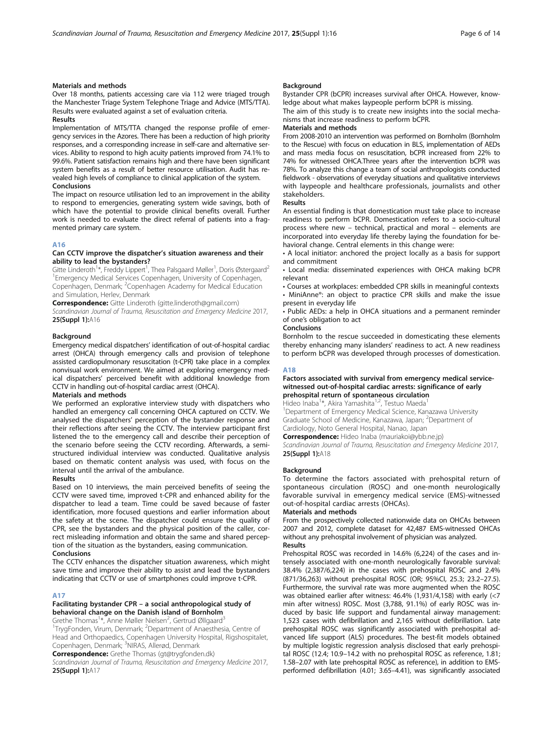#### Materials and methods

Over 18 months, patients accessing care via 112 were triaged trough the Manchester Triage System Telephone Triage and Advice (MTS/TTA). Results were evaluated against a set of evaluation criteria.

#### Results

Implementation of MTS/TTA changed the response profile of emergency services in the Azores. There has been a reduction of high priority responses, and a corresponding increase in self-care and alternative services. Ability to respond to high acuity patients improved from 74.1% to 99.6%. Patient satisfaction remains high and there have been significant system benefits as a result of better resource utilisation. Audit has revealed high levels of compliance to clinical application of the system.

#### Conclusions

The impact on resource utilisation led to an improvement in the ability to respond to emergencies, generating system wide savings, both of which have the potential to provide clinical benefits overall. Further work is needed to evaluate the direct referral of patients into a fragmented primary care system.

## A16

### Can CCTV improve the dispatcher's situation awareness and their ability to lead the bystanders?

Gitte Linderoth[1]*, Freddy Lippert[1], Thea Palsgaard Møller[1], Doris Østergaard[2]

[1]Emergency Medical Services Copenhagen, University of Copenhagen, Copenhagen, Denmark; [2]Copenhagen Academy for Medical Education and Simulation, Herlev, Denmark

**Correspondence:** Gitte Linderoth (gitte.linderoth@gmail.com)

*Scandinavian Journal of Trauma, Resuscitation and Emergency Medicine* 2017, **25(Suppl 1):**A16

#### Background

Emergency medical dispatchers' identification of out-of-hospital cardiac arrest (OHCA) through emergency calls and provision of telephone assisted cardiopulmonary resuscitation (t-CPR) take place in a complex nonvisual work environment. We aimed at exploring emergency medical dispatchers' perceived benefit with additional knowledge from CCTV in handling out-of-hospital cardiac arrest (OHCA).

#### Materials and methods

We performed an explorative interview study with dispatchers who handled an emergency call concerning OHCA captured on CCTV. We analysed the dispatchers' perception of the bystander response and their reflections after seeing the CCTV. The interview participant first listened the to the emergency call and describe their perception of the scenario before seeing the CCTV recording. Afterwards, a semi-structured individual interview was conducted. Qualitative analysis based on thematic content analysis was used, with focus on the interval until the arrival of the ambulance.

#### Results

Based on 10 interviews, the main perceived benefits of seeing the CCTV were saved time, improved t-CPR and enhanced ability for the dispatcher to lead a team. Time could be saved because of faster identification, more focused questions and earlier information about the safety at the scene. The dispatcher could ensure the quality of CPR, see the bystanders and the physical position of the caller, correct misleading information and obtain the same and shared perception of the situation as the bystanders, easing communication.

#### Conclusions

The CCTV enhances the dispatcher situation awareness, which might save time and improve their ability to assist and lead the bystanders indicating that CCTV or use of smartphones could improve t-CPR.

## A17

### Facilitating bystander CPR – a social anthropological study of behavioral change on the Danish island of Bornholm

Grethe Thomas[1]*, Anne Møller Nielsen[2], Gertrud Øllgaard[3]

[1]TrygFonden, Virum, Denmark; [2]Department of Anaesthesia, Centre of Head and Orthopaedics, Copenhagen University Hospital, Rigshospitalet, Copenhagen, Denmark; [3]NIRAS, Allerød, Denmark

**Correspondence:** Grethe Thomas (gt@trygfonden.dk)

*Scandinavian Journal of Trauma, Resuscitation and Emergency Medicine* 2017, **25(Suppl 1):**A17

#### Background

Bystander CPR (bCPR) increases survival after OHCA. However, knowledge about what makes laypeople perform bCPR is missing.

The aim of this study is to create new insights into the social mechanisms that increase readiness to perform bCPR.

#### Materials and methods

From 2008-2010 an intervention was performed on Bornholm (Bornholm to the Rescue) with focus on education in BLS, implementation of AEDs and mass media focus on resuscitation, bCPR increased from 22% to 74% for witnessed OHCA.Three years after the intervention bCPR was 78%. To analyze this change a team of social anthropologists conducted fieldwork - observations of everyday situations and qualitative interviews with laypeople and healthcare professionals, journalists and other stakeholders.

#### Results

An essential finding is that domestication must take place to increase readiness to perform bCPR. Domestication refers to a socio-cultural process where new – technical, practical and moral – elements are incorporated into everyday life thereby laying the foundation for behavioral change. Central elements in this change were:

- A local initiator: anchored the project locally as a basis for support and commitment
- Local media: disseminated experiences with OHCA making bCPR relevant
- Courses at workplaces: embedded CPR skills in meaningful contexts
- MiniAnne®: an object to practice CPR skills and make the issue present in everyday life
- Public AEDs: a help in OHCA situations and a permanent reminder of one's obligation to act

#### Conclusions

Bornholm to the rescue succeeded in domesticating these elements thereby enhancing many islanders' readiness to act. A new readiness to perform bCPR was developed through processes of domestication.

## A18

### Factors associated with survival from emergency medical service-witnessed out-of-hospital cardiac arrests: significance of early prehospital return of spontaneous circulation

Hideo Inaba[1]*, Akira Yamashita[1,2], Testuo Maeda[1]

[1]Department of Emergency Medical Science, Kanazawa University Graduate School of Medicine, Kanazawa, Japan; [2]Department of Cardiology, Noto General Hospital, Nanao, Japan

**Correspondence:** Hideo Inaba (mauriakoi@ybb.ne.jp)

*Scandinavian Journal of Trauma, Resuscitation and Emergency Medicine* 2017, **25(Suppl 1):**A18

#### Background

To determine the factors associated with prehospital return of spontaneous circulation (ROSC) and one-month neurologically favorable survival in emergency medical service (EMS)-witnessed out-of-hospital cardiac arrests (OHCAs).

#### Materials and methods

From the prospectively collected nationwide data on OHCAs between 2007 and 2012, complete dataset for 42,487 EMS-witnessed OHCAs without any prehospital involvement of physician was analyzed.

#### Results

Prehospital ROSC was recorded in 14.6% (6,224) of the cases and intensely associated with one-month neurologically favorable survival: 38.4% (2,387/6,224) in the cases with prehospital ROSC and 2.4% (871/36,263) without prehospital ROSC (OR; 95%CI, 25.3; 23.2–27.5). Furthermore, the survival rate was more augmented when the ROSC was obtained earlier after witness: 46.4% (1,931/4,158) with early (<7 min after witness) ROSC. Most (3,788, 91.1%) of early ROSC was induced by basic life support and fundamental airway management: 1,523 cases with defibrillation and 2,165 without defibrillation. Late prehospital ROSC was significantly associated with prehospital advanced life support (ALS) procedures. The best-fit models obtained by multiple logistic regression analysis disclosed that early prehospital ROSC (12.4; 10.9–14.2 with no prehospital ROSC as reference, 1.81; 1.58–2.07 with late prehospital ROSC as reference), in addition to EMS-performed defibrillation (4.01; 3.65–4.41), was significantly associated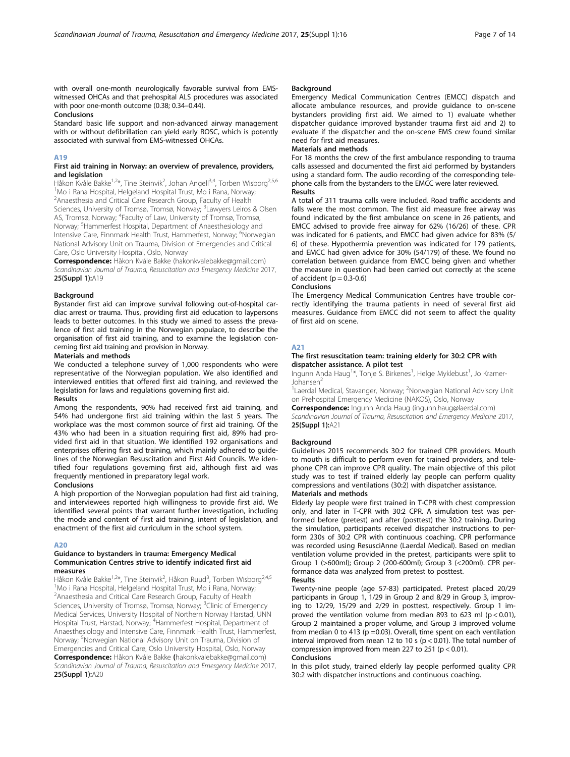with overall one-month neurologically favorable survival from EMS-witnessed OHCAs and that prehospital ALS procedures was associated with poor one-month outcome (0.38; 0.34–0.44).

**Conclusions**

Standard basic life support and non-advanced airway management with or without defibrillation can yield early ROSC, which is potently associated with survival from EMS-witnessed OHCAs.

## A19

### First aid training in Norway: an overview of prevalence, providers, and legislation

Håkon Kvåle Bakke[1,2]*, Tine Steinvik[2], Johan Angell[3,4], Torben Wisborg[2,5,6]

[1]Mo i Rana Hospital, Helgeland Hospital Trust, Mo i Rana, Norway; [2]Anaesthesia and Critical Care Research Group, Faculty of Health Sciences, University of Tromsø, Tromsø, Norway; [3]Lawyers Leiros & Olsen AS, Tromsø, Norway; [4]Faculty of Law, University of Tromsø, Tromsø, Norway; [5]Hammerfest Hospital, Department of Anaesthesiology and Intensive Care, Finnmark Health Trust, Hammerfest, Norway; [6]Norwegian National Advisory Unit on Trauma, Division of Emergencies and Critical Care, Oslo University Hospital, Oslo, Norway

**Correspondence:** Håkon Kvåle Bakke (hakonkvalebakke@gmail.com)
*Scandinavian Journal of Trauma, Resuscitation and Emergency Medicine* 2017, **25(Suppl 1):**A19

**Background**

Bystander first aid can improve survival following out-of-hospital cardiac arrest or trauma. Thus, providing first aid education to laypersons leads to better outcomes. In this study we aimed to assess the prevalence of first aid training in the Norwegian populace, to describe the organisation of first aid training, and to examine the legislation concerning first aid training and provision in Norway.

**Materials and methods**

We conducted a telephone survey of 1,000 respondents who were representative of the Norwegian population. We also identified and interviewed entities that offered first aid training, and reviewed the legislation for laws and regulations governing first aid.

**Results**

Among the respondents, 90% had received first aid training, and 54% had undergone first aid training within the last 5 years. The workplace was the most common source of first aid training. Of the 43% who had been in a situation requiring first aid, 89% had provided first aid in that situation. We identified 192 organisations and enterprises offering first aid training, which mainly adhered to guidelines of the Norwegian Resuscitation and First Aid Councils. We identified four regulations governing first aid, although first aid was frequently mentioned in preparatory legal work.

**Conclusions**

A high proportion of the Norwegian population had first aid training, and interviewees reported high willingness to provide first aid. We identified several points that warrant further investigation, including the mode and content of first aid training, intent of legislation, and enactment of the first aid curriculum in the school system.

## A20

### Guidance to bystanders in trauma: Emergency Medical Communication Centres strive to identify indicated first aid measures

Håkon Kvåle Bakke[1,2]*, Tine Steinvik[2], Håkon Ruud[3], Torben Wisborg[2,4,5]

[1]Mo i Rana Hospital, Helgeland Hospital Trust, Mo i Rana, Norway; [2]Anaesthesia and Critical Care Research Group, Faculty of Health Sciences, University of Tromsø, Tromsø, Norway; [3]Clinic of Emergency Medical Services, University Hospital of Northern Norway Harstad, UNN Hospital Trust, Harstad, Norway; [4]Hammerfest Hospital, Department of Anaesthesiology and Intensive Care, Finnmark Health Trust, Hammerfest, Norway; [5]Norwegian National Advisory Unit on Trauma, Division of Emergencies and Critical Care, Oslo University Hospital, Oslo, Norway

**Correspondence:** Håkon Kvåle Bakke (hakonkvalebakke@gmail.com)
*Scandinavian Journal of Trauma, Resuscitation and Emergency Medicine* 2017, **25(Suppl 1):**A20

**Background**

Emergency Medical Communication Centres (EMCC) dispatch and allocate ambulance resources, and provide guidance to on-scene bystanders providing first aid. We aimed to 1) evaluate whether dispatcher guidance improved bystander trauma first aid and 2) to evaluate if the dispatcher and the on-scene EMS crew found similar need for first aid measures.

**Materials and methods**

For 18 months the crew of the first ambulance responding to trauma calls assessed and documented the first aid performed by bystanders using a standard form. The audio recording of the corresponding telephone calls from the bystanders to the EMCC were later reviewed.

**Results**

A total of 311 trauma calls were included. Road traffic accidents and falls were the most common. The first aid measure free airway was found indicated by the first ambulance on scene in 26 patients, and EMCC advised to provide free airway for 62% (16/26) of these. CPR was indicated for 6 patients, and EMCC had given advice for 83% (5/6) of these. Hypothermia prevention was indicated for 179 patients, and EMCC had given advice for 30% (54/179) of these. We found no correlation between guidance from EMCC being given and whether the measure in question had been carried out correctly at the scene of accident ($p = 0.3$-$0.6$)

**Conclusions**

The Emergency Medical Communication Centres have trouble correctly identifying the trauma patients in need of several first aid measures. Guidance from EMCC did not seem to affect the quality of first aid on scene.

## A21

### The first resuscitation team: training elderly for 30:2 CPR with dispatcher assistance. A pilot test

Ingunn Anda Haug[1]*, Tonje S. Birkenes[1], Helge Myklebust[1], Jo Kramer-Johansen[2]

[1]Laerdal Medical, Stavanger, Norway; [2]Norwegian National Advisory Unit on Prehospital Emergency Medicine (NAKOS), Oslo, Norway

**Correspondence:** Ingunn Anda Haug (ingunn.haug@laerdal.com)
*Scandinavian Journal of Trauma, Resuscitation and Emergency Medicine* 2017, **25(Suppl 1):**A21

**Background**

Guidelines 2015 recommends 30:2 for trained CPR providers. Mouth to mouth is difficult to perform even for trained providers, and telephone CPR can improve CPR quality. The main objective of this pilot study was to test if trained elderly lay people can perform quality compressions and ventilations (30:2) with dispatcher assistance.

**Materials and methods**

Elderly lay people were first trained in T-CPR with chest compression only, and later in T-CPR with 30:2 CPR. A simulation test was performed before (pretest) and after (posttest) the 30:2 training. During the simulation, participants received dispatcher instructions to perform 230s of 30:2 CPR with continuous coaching. CPR performance was recorded using ResusciAnne (Laerdal Medical). Based on median ventilation volume provided in the pretest, participants were split to Group 1 (>600ml); Group 2 (200-600ml); Group 3 (<200ml). CPR performance data was analyzed from pretest to posttest.

**Results**

Twenty-nine people (age 57-83) participated. Pretest placed 20/29 participants in Group 1, 1/29 in Group 2 and 8/29 in Group 3, improving to 12/29, 15/29 and 2/29 in posttest, respectively. Group 1 improved the ventilation volume from median 893 to 623 ml ($p < 0.01$), Group 2 maintained a proper volume, and Group 3 improved volume from median 0 to 413 ($p = 0.03$). Overall, time spent on each ventilation interval improved from mean 12 to 10 s ($p < 0.01$). The total number of compression improved from mean 227 to 251 ($p < 0.01$).

**Conclusions**

In this pilot study, trained elderly lay people performed quality CPR 30:2 with dispatcher instructions and continuous coaching.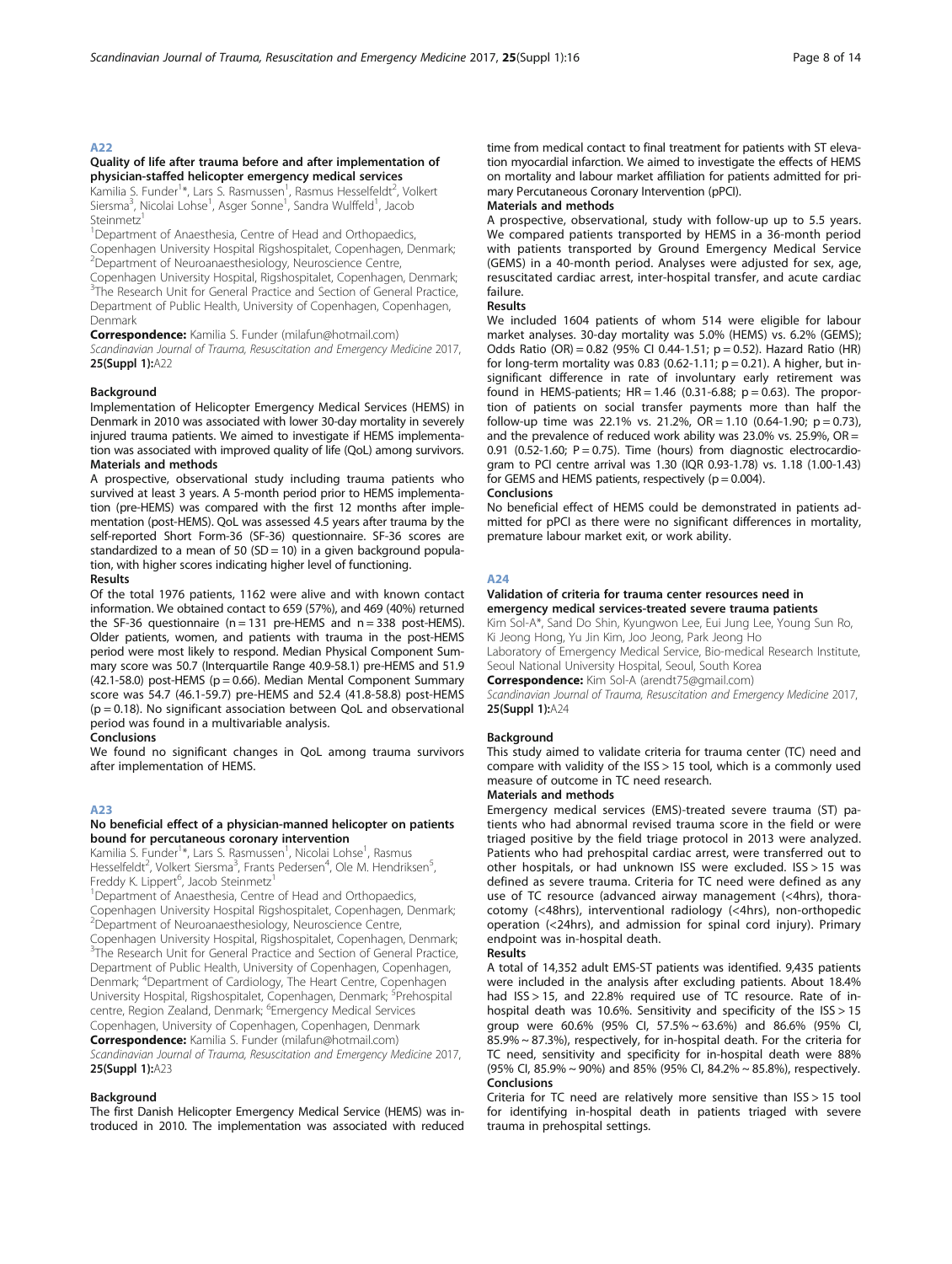## A22

### Quality of life after trauma before and after implementation of physician-staffed helicopter emergency medical services

Kamilia S. Funder[1]*, Lars S. Rasmussen[1], Rasmus Hesselfeldt[2], Volkert Siersma[3], Nicolai Lohse[1], Asger Sonne[1], Sandra Wulffeld[1], Jacob Steinmetz[1]

[1]Department of Anaesthesia, Centre of Head and Orthopaedics, Copenhagen University Hospital Rigshospitalet, Copenhagen, Denmark; [2]Department of Neuroanaesthesiology, Neuroscience Centre, Copenhagen University Hospital, Rigshospitalet, Copenhagen, Denmark; [3]The Research Unit for General Practice and Section of General Practice, Department of Public Health, University of Copenhagen, Copenhagen, Denmark

**Correspondence:** Kamilia S. Funder (milafun@hotmail.com)

*Scandinavian Journal of Trauma, Resuscitation and Emergency Medicine* 2017, **25(Suppl 1):**A22

#### Background

Implementation of Helicopter Emergency Medical Services (HEMS) in Denmark in 2010 was associated with lower 30-day mortality in severely injured trauma patients. We aimed to investigate if HEMS implementation was associated with improved quality of life (QoL) among survivors.

#### Materials and methods

A prospective, observational study including trauma patients who survived at least 3 years. A 5-month period prior to HEMS implementation (pre-HEMS) was compared with the first 12 months after implementation (post-HEMS). QoL was assessed 4.5 years after trauma by the self-reported Short Form-36 (SF-36) questionnaire. SF-36 scores are standardized to a mean of 50 (SD = 10) in a given background population, with higher scores indicating higher level of functioning.

#### Results

Of the total 1976 patients, 1162 were alive and with known contact information. We obtained contact to 659 (57%), and 469 (40%) returned the SF-36 questionnaire (n = 131 pre-HEMS and n = 338 post-HEMS). Older patients, women, and patients with trauma in the post-HEMS period were most likely to respond. Median Physical Component Summary score was 50.7 (Interquartile Range 40.9-58.1) pre-HEMS and 51.9 (42.1-58.0) post-HEMS (p = 0.66). Median Mental Component Summary score was 54.7 (46.1-59.7) pre-HEMS and 52.4 (41.8-58.8) post-HEMS (p = 0.18). No significant association between QoL and observational period was found in a multivariable analysis.

#### Conclusions

We found no significant changes in QoL among trauma survivors after implementation of HEMS.

## A23

### No beneficial effect of a physician-manned helicopter on patients bound for percutaneous coronary intervention

Kamilia S. Funder[1]*, Lars S. Rasmussen[1], Nicolai Lohse[1], Rasmus Hesselfeldt[2], Volkert Siersma[3], Frants Pedersen[4], Ole M. Hendriksen[5], Freddy K. Lippert[6], Jacob Steinmetz[1]

[1]Department of Anaesthesia, Centre of Head and Orthopaedics, Copenhagen University Hospital Rigshospitalet, Copenhagen, Denmark; [2]Department of Neuroanaesthesiology, Neuroscience Centre, Copenhagen University Hospital, Rigshospitalet, Copenhagen, Denmark; [3]The Research Unit for General Practice and Section of General Practice, Department of Public Health, University of Copenhagen, Copenhagen, Denmark; [4]Department of Cardiology, The Heart Centre, Copenhagen University Hospital, Rigshospitalet, Copenhagen, Denmark; [5]Prehospital centre, Region Zealand, Denmark; [6]Emergency Medical Services Copenhagen, University of Copenhagen, Copenhagen, Denmark

**Correspondence:** Kamilia S. Funder (milafun@hotmail.com)

*Scandinavian Journal of Trauma, Resuscitation and Emergency Medicine* 2017, **25(Suppl 1):**A23

#### Background

The first Danish Helicopter Emergency Medical Service (HEMS) was introduced in 2010. The implementation was associated with reduced time from medical contact to final treatment for patients with ST elevation myocardial infarction. We aimed to investigate the effects of HEMS on mortality and labour market affiliation for patients admitted for primary Percutaneous Coronary Intervention (pPCI).

#### Materials and methods

A prospective, observational, study with follow-up up to 5.5 years. We compared patients transported by HEMS in a 36-month period with patients transported by Ground Emergency Medical Service (GEMS) in a 40-month period. Analyses were adjusted for sex, age, resuscitated cardiac arrest, inter-hospital transfer, and acute cardiac failure.

#### Results

We included 1604 patients of whom 514 were eligible for labour market analyses. 30-day mortality was 5.0% (HEMS) vs. 6.2% (GEMS); Odds Ratio (OR) = 0.82 (95% CI 0.44-1.51; p = 0.52). Hazard Ratio (HR) for long-term mortality was 0.83 (0.62-1.11; p = 0.21). A higher, but insignificant difference in rate of involuntary early retirement was found in HEMS-patients; HR = 1.46 (0.31-6.88; p = 0.63). The proportion of patients on social transfer payments more than half the follow-up time was 22.1% vs. 21.2%, OR = 1.10 (0.64-1.90; p = 0.73), and the prevalence of reduced work ability was 23.0% vs. 25.9%, OR = 0.91 (0.52-1.60; P = 0.75). Time (hours) from diagnostic electrocardiogram to PCI centre arrival was 1.30 (IQR 0.93-1.78) vs. 1.18 (1.00-1.43) for GEMS and HEMS patients, respectively (p = 0.004).

#### Conclusions

No beneficial effect of HEMS could be demonstrated in patients admitted for pPCI as there were no significant differences in mortality, premature labour market exit, or work ability.

## A24

### Validation of criteria for trauma center resources need in emergency medical services-treated severe trauma patients

Kim Sol-A*, Sand Do Shin, Kyungwon Lee, Eui Jung Lee, Young Sun Ro, Ki Jeong Hong, Yu Jin Kim, Joo Jeong, Park Jeong Ho

Laboratory of Emergency Medical Service, Bio-medical Research Institute, Seoul National University Hospital, Seoul, South Korea

**Correspondence:** Kim Sol-A (arendt75@gmail.com)

*Scandinavian Journal of Trauma, Resuscitation and Emergency Medicine* 2017, **25(Suppl 1):**A24

#### Background

This study aimed to validate criteria for trauma center (TC) need and compare with validity of the ISS > 15 tool, which is a commonly used measure of outcome in TC need research.

#### Materials and methods

Emergency medical services (EMS)-treated severe trauma (ST) patients who had abnormal revised trauma score in the field or were triaged positive by the field triage protocol in 2013 were analyzed. Patients who had prehospital cardiac arrest, were transferred out to other hospitals, or had unknown ISS were excluded. ISS > 15 was defined as severe trauma. Criteria for TC need were defined as any use of TC resource (advanced airway management (<4hrs), thoracotomy (<48hrs), interventional radiology (<4hrs), non-orthopedic operation (<24hrs), and admission for spinal cord injury). Primary endpoint was in-hospital death.

#### Results

A total of 14,352 adult EMS-ST patients was identified. 9,435 patients were included in the analysis after excluding patients. About 18.4% had ISS > 15, and 22.8% required use of TC resource. Rate of in-hospital death was 10.6%. Sensitivity and specificity of the ISS > 15 group were 60.6% (95% CI, 57.5% ~ 63.6%) and 86.6% (95% CI, 85.9% ~ 87.3%), respectively, for in-hospital death. For the criteria for TC need, sensitivity and specificity for in-hospital death were 88% (95% CI, 85.9% ~ 90%) and 85% (95% CI, 84.2% ~ 85.8%), respectively.

#### Conclusions

Criteria for TC need are relatively more sensitive than ISS > 15 tool for identifying in-hospital death in patients triaged with severe trauma in prehospital settings.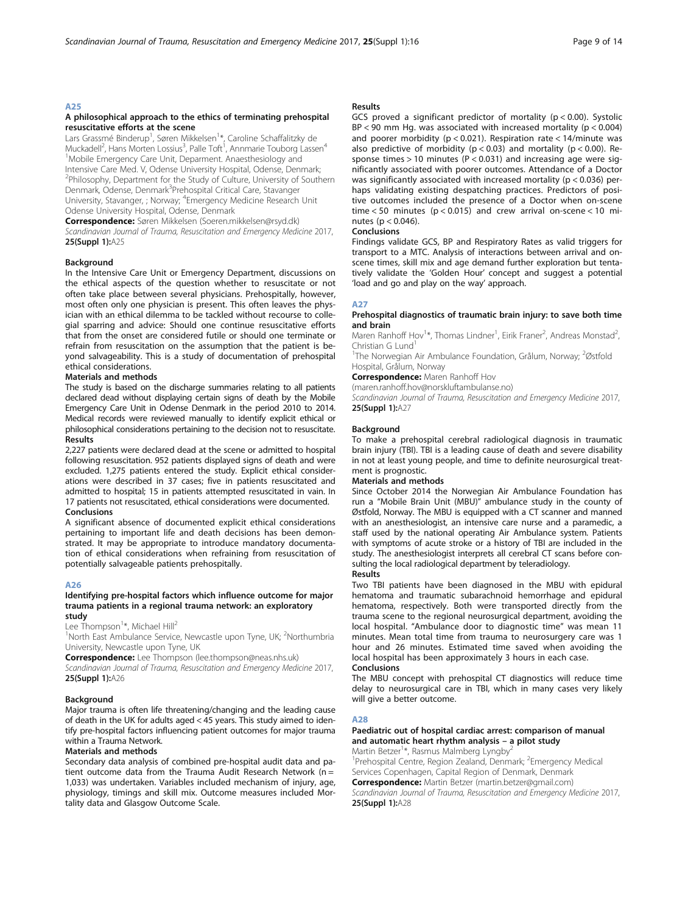## A25

### A philosophical approach to the ethics of terminating prehospital resuscitative efforts at the scene

Lars Grassmé Binderup[1], Søren Mikkelsen[1]*, Caroline Schaffalitzky de Muckadell[2], Hans Morten Lossius[3], Palle Toft[1], Annmarie Touborg Lassen[4]

[1]Mobile Emergency Care Unit, Deparment. Anaesthesiology and Intensive Care Med. V, Odense University Hospital, Odense, Denmark; [2]Philosophy, Department for the Study of Culture, University of Southern Denmark, Odense, Denmark[3]Prehospital Critical Care, Stavanger University, Stavanger, ; Norway; [4]Emergency Medicine Research Unit Odense University Hospital, Odense, Denmark

**Correspondence:** Søren Mikkelsen (Soeren.mikkelsen@rsyd.dk)

*Scandinavian Journal of Trauma, Resuscitation and Emergency Medicine* 2017, **25(Suppl 1):**A25

#### Background

In the Intensive Care Unit or Emergency Department, discussions on the ethical aspects of the question whether to resuscitate or not often take place between several physicians. Prehospitally, however, most often only one physician is present. This often leaves the physician with an ethical dilemma to be tackled without recourse to collegial sparring and advice: Should one continue resuscitative efforts that from the onset are considered futile or should one terminate or refrain from resuscitation on the assumption that the patient is beyond salvageability. This is a study of documentation of prehospital ethical considerations.

#### Materials and methods

The study is based on the discharge summaries relating to all patients declared dead without displaying certain signs of death by the Mobile Emergency Care Unit in Odense Denmark in the period 2010 to 2014. Medical records were reviewed manually to identify explicit ethical or philosophical considerations pertaining to the decision not to resuscitate.

#### Results

2,227 patients were declared dead at the scene or admitted to hospital following resuscitation. 952 patients displayed signs of death and were excluded. 1,275 patients entered the study. Explicit ethical considerations were described in 37 cases; five in patients resuscitated and admitted to hospital; 15 in patients attempted resuscitated in vain. In 17 patients not resuscitated, ethical considerations were documented.

#### Conclusions

A significant absence of documented explicit ethical considerations pertaining to important life and death decisions has been demonstrated. It may be appropriate to introduce mandatory documentation of ethical considerations when refraining from resuscitation of potentially salvageable patients prehospitally.

## A26

### Identifying pre-hospital factors which influence outcome for major trauma patients in a regional trauma network: an exploratory study

Lee Thompson[1]*, Michael Hill[2]

[1]North East Ambulance Service, Newcastle upon Tyne, UK; [2]Northumbria University, Newcastle upon Tyne, UK

**Correspondence:** Lee Thompson (lee.thompson@neas.nhs.uk)

*Scandinavian Journal of Trauma, Resuscitation and Emergency Medicine* 2017, **25(Suppl 1):**A26

#### Background

Major trauma is often life threatening/changing and the leading cause of death in the UK for adults aged < 45 years. This study aimed to identify pre-hospital factors influencing patient outcomes for major trauma within a Trauma Network.

#### Materials and methods

Secondary data analysis of combined pre-hospital audit data and patient outcome data from the Trauma Audit Research Network (n = 1,033) was undertaken. Variables included mechanism of injury, age, physiology, timings and skill mix. Outcome measures included Mortality data and Glasgow Outcome Scale.

#### Results

GCS proved a significant predictor of mortality ($p < 0.00$). Systolic BP < 90 mm Hg. was associated with increased mortality ($p < 0.004$) and poorer morbidity ($p < 0.021$). Respiration rate < 14/minute was also predictive of morbidity ($p < 0.03$) and mortality ($p < 0.00$). Response times > 10 minutes ($P < 0.031$) and increasing age were significantly associated with poorer outcomes. Attendance of a Doctor was significantly associated with increased mortality ($p < 0.036$) perhaps validating existing despatching practices. Predictors of positive outcomes included the presence of a Doctor when on-scene time < 50 minutes ($p < 0.015$) and crew arrival on-scene < 10 minutes ($p < 0.046$).

#### Conclusions

Findings validate GCS, BP and Respiratory Rates as valid triggers for transport to a MTC. Analysis of interactions between arrival and on-scene times, skill mix and age demand further exploration but tentatively validate the 'Golden Hour' concept and suggest a potential 'load and go and play on the way' approach.

## A27

### Prehospital diagnostics of traumatic brain injury: to save both time and brain

Maren Ranhoff Hov[1]*, Thomas Lindner[1], Eirik Franer[2], Andreas Monstad[2], Christian G Lund[1]

[1]The Norwegian Air Ambulance Foundation, Grålum, Norway; [2]Østfold Hospital, Grålum, Norway

**Correspondence:** Maren Ranhoff Hov (maren.ranhoff.hov@norskluftambulanse.no)

*Scandinavian Journal of Trauma, Resuscitation and Emergency Medicine* 2017, **25(Suppl 1):**A27

#### Background

To make a prehospital cerebral radiological diagnosis in traumatic brain injury (TBI). TBI is a leading cause of death and severe disability in not at least young people, and time to definite neurosurgical treatment is prognostic.

#### Materials and methods

Since October 2014 the Norwegian Air Ambulance Foundation has run a "Mobile Brain Unit (MBU)" ambulance study in the county of Østfold, Norway. The MBU is equipped with a CT scanner and manned with an anesthesiologist, an intensive care nurse and a paramedic, a staff used by the national operating Air Ambulance system. Patients with symptoms of acute stroke or a history of TBI are included in the study. The anesthesiologist interprets all cerebral CT scans before consulting the local radiological department by teleradiology.

#### Results

Two TBI patients have been diagnosed in the MBU with epidural hematoma and traumatic subarachnoid hemorrhage and epidural hematoma, respectively. Both were transported directly from the trauma scene to the regional neurosurgical department, avoiding the local hospital. "Ambulance door to diagnostic time" was mean 11 minutes. Mean total time from trauma to neurosurgery care was 1 hour and 26 minutes. Estimated time saved when avoiding the local hospital has been approximately 3 hours in each case.

#### Conclusions

The MBU concept with prehospital CT diagnostics will reduce time delay to neurosurgical care in TBI, which in many cases very likely will give a better outcome.

## A28

### Paediatric out of hospital cardiac arrest: comparison of manual and automatic heart rhythm analysis – a pilot study

Martin Betzer[1]*, Rasmus Malmberg Lyngby[2]

[1]Prehospital Centre, Region Zealand, Denmark; [2]Emergency Medical Services Copenhagen, Capital Region of Denmark, Denmark

**Correspondence:** Martin Betzer (martin.betzer@gmail.com)

*Scandinavian Journal of Trauma, Resuscitation and Emergency Medicine* 2017, **25(Suppl 1):**A28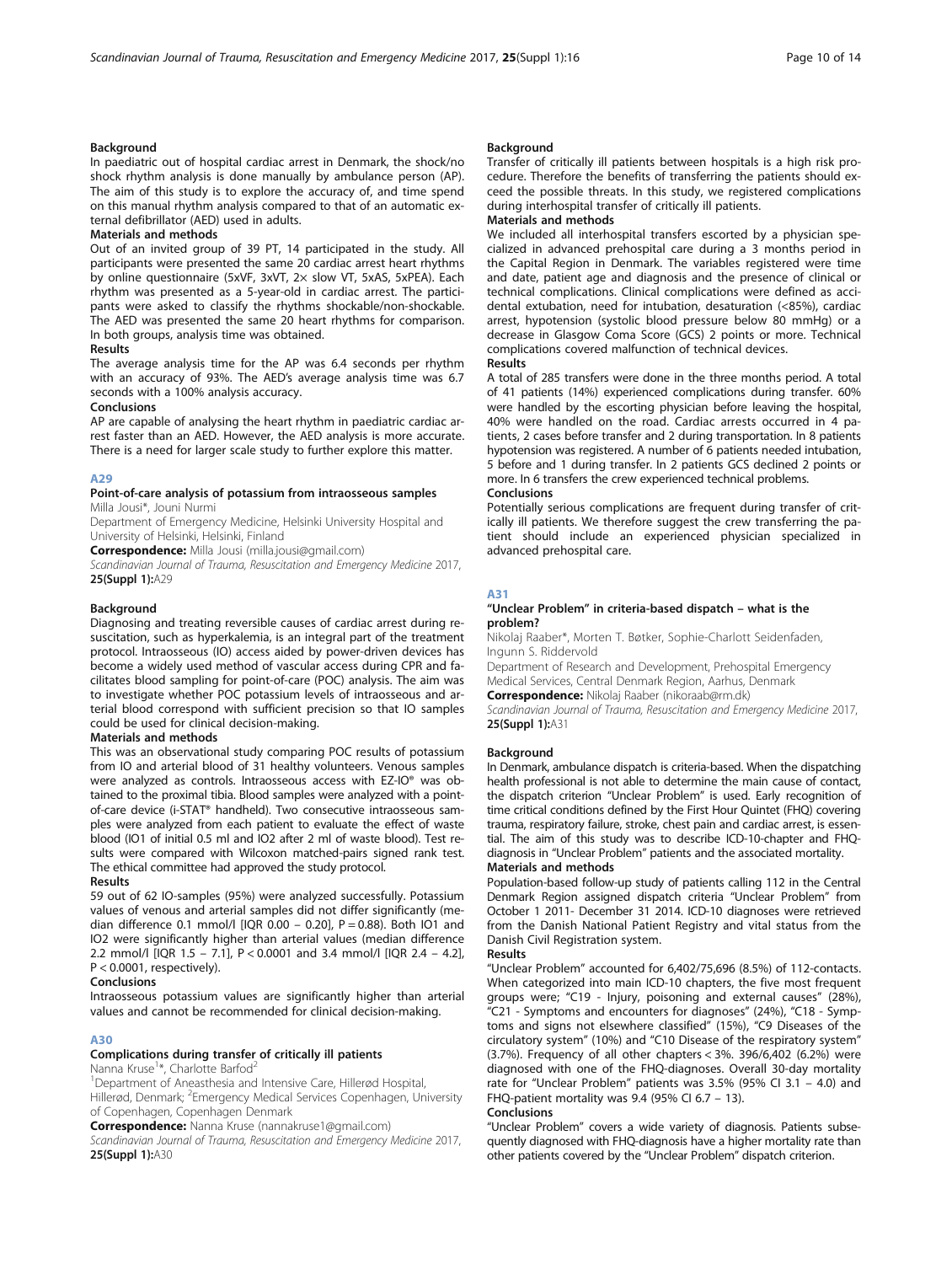### Background

In paediatric out of hospital cardiac arrest in Denmark, the shock/no shock rhythm analysis is done manually by ambulance person (AP). The aim of this study is to explore the accuracy of, and time spend on this manual rhythm analysis compared to that of an automatic external defibrillator (AED) used in adults.

### Materials and methods

Out of an invited group of 39 PT, 14 participated in the study. All participants were presented the same 20 cardiac arrest heart rhythms by online questionnaire (5xVF, 3xVT, 2× slow VT, 5xAS, 5xPEA). Each rhythm was presented as a 5-year-old in cardiac arrest. The participants were asked to classify the rhythms shockable/non-shockable. The AED was presented the same 20 heart rhythms for comparison. In both groups, analysis time was obtained.

### Results

The average analysis time for the AP was 6.4 seconds per rhythm with an accuracy of 93%. The AED's average analysis time was 6.7 seconds with a 100% analysis accuracy.

### Conclusions

AP are capable of analysing the heart rhythm in paediatric cardiac arrest faster than an AED. However, the AED analysis is more accurate. There is a need for larger scale study to further explore this matter.

## A29

### Point-of-care analysis of potassium from intraosseous samples

Milla Jousi*, Jouni Nurmi

Department of Emergency Medicine, Helsinki University Hospital and University of Helsinki, Helsinki, Finland

**Correspondence:** Milla Jousi (milla.jousi@gmail.com)

*Scandinavian Journal of Trauma, Resuscitation and Emergency Medicine* 2017, **25(Suppl 1):**A29

### Background

Diagnosing and treating reversible causes of cardiac arrest during resuscitation, such as hyperkalemia, is an integral part of the treatment protocol. Intraosseous (IO) access aided by power-driven devices has become a widely used method of vascular access during CPR and facilitates blood sampling for point-of-care (POC) analysis. The aim was to investigate whether POC potassium levels of intraosseous and arterial blood correspond with sufficient precision so that IO samples could be used for clinical decision-making.

### Materials and methods

This was an observational study comparing POC results of potassium from IO and arterial blood of 31 healthy volunteers. Venous samples were analyzed as controls. Intraosseous access with EZ-IO® was obtained to the proximal tibia. Blood samples were analyzed with a point-of-care device (i-STAT® handheld). Two consecutive intraosseous samples were analyzed from each patient to evaluate the effect of waste blood (IO1 of initial 0.5 ml and IO2 after 2 ml of waste blood). Test results were compared with Wilcoxon matched-pairs signed rank test. The ethical committee had approved the study protocol.

### Results

59 out of 62 IO-samples (95%) were analyzed successfully. Potassium values of venous and arterial samples did not differ significantly (median difference 0.1 mmol/l [IQR 0.00 – 0.20], $P = 0.88$). Both IO1 and IO2 were significantly higher than arterial values (median difference 2.2 mmol/l [IQR 1.5 – 7.1], $P < 0.0001$ and 3.4 mmol/l [IQR 2.4 – 4.2], $P < 0.0001$, respectively).

### Conclusions

Intraosseous potassium values are significantly higher than arterial values and cannot be recommended for clinical decision-making.

## A30

### Complications during transfer of critically ill patients

Nanna Kruse[1]*, Charlotte Barfod[2]

[1]Department of Aneasthesia and Intensive Care, Hillerød Hospital, Hillerød, Denmark; [2]Emergency Medical Services Copenhagen, University of Copenhagen, Copenhagen Denmark

**Correspondence:** Nanna Kruse (nannakruse1@gmail.com)

*Scandinavian Journal of Trauma, Resuscitation and Emergency Medicine* 2017, **25(Suppl 1):**A30

### Background

Transfer of critically ill patients between hospitals is a high risk procedure. Therefore the benefits of transferring the patients should exceed the possible threats. In this study, we registered complications during interhospital transfer of critically ill patients.

### Materials and methods

We included all interhospital transfers escorted by a physician specialized in advanced prehospital care during a 3 months period in the Capital Region in Denmark. The variables registered were time and date, patient age and diagnosis and the presence of clinical or technical complications. Clinical complications were defined as accidental extubation, need for intubation, desaturation (<85%), cardiac arrest, hypotension (systolic blood pressure below 80 mmHg) or a decrease in Glasgow Coma Score (GCS) 2 points or more. Technical complications covered malfunction of technical devices.

### Results

A total of 285 transfers were done in the three months period. A total of 41 patients (14%) experienced complications during transfer. 60% were handled by the escorting physician before leaving the hospital, 40% were handled on the road. Cardiac arrests occurred in 4 patients, 2 cases before transfer and 2 during transportation. In 8 patients hypotension was registered. A number of 6 patients needed intubation, 5 before and 1 during transfer. In 2 patients GCS declined 2 points or more. In 6 transfers the crew experienced technical problems.

### Conclusions

Potentially serious complications are frequent during transfer of critically ill patients. We therefore suggest the crew transferring the patient should include an experienced physician specialized in advanced prehospital care.

## A31

### "Unclear Problem" in criteria-based dispatch – what is the problem?

Nikolaj Raaber*, Morten T. Bøtker, Sophie-Charlott Seidenfaden, Ingunn S. Riddervold

Department of Research and Development, Prehospital Emergency Medical Services, Central Denmark Region, Aarhus, Denmark

**Correspondence:** Nikolaj Raaber (nikoraab@rm.dk)

*Scandinavian Journal of Trauma, Resuscitation and Emergency Medicine* 2017, **25(Suppl 1):**A31

### Background

In Denmark, ambulance dispatch is criteria-based. When the dispatching health professional is not able to determine the main cause of contact, the dispatch criterion "Unclear Problem" is used. Early recognition of time critical conditions defined by the First Hour Quintet (FHQ) covering trauma, respiratory failure, stroke, chest pain and cardiac arrest, is essential. The aim of this study was to describe ICD-10-chapter and FHQ-diagnosis in "Unclear Problem" patients and the associated mortality.

### Materials and methods

Population-based follow-up study of patients calling 112 in the Central Denmark Region assigned dispatch criteria "Unclear Problem" from October 1 2011- December 31 2014. ICD-10 diagnoses were retrieved from the Danish National Patient Registry and vital status from the Danish Civil Registration system.

### Results

"Unclear Problem" accounted for 6,402/75,696 (8.5%) of 112-contacts. When categorized into main ICD-10 chapters, the five most frequent groups were; "C19 - Injury, poisoning and external causes" (28%), "C21 - Symptoms and encounters for diagnoses" (24%), "C18 - Symptoms and signs not elsewhere classified" (15%), "C9 Diseases of the circulatory system" (10%) and "C10 Disease of the respiratory system" (3.7%). Frequency of all other chapters < 3%. 396/6,402 (6.2%) were diagnosed with one of the FHQ-diagnoses. Overall 30-day mortality rate for "Unclear Problem" patients was 3.5% (95% CI 3.1 – 4.0) and FHQ-patient mortality was 9.4 (95% CI 6.7 – 13).

### Conclusions

"Unclear Problem" covers a wide variety of diagnosis. Patients subsequently diagnosed with FHQ-diagnosis have a higher mortality rate than other patients covered by the "Unclear Problem" dispatch criterion.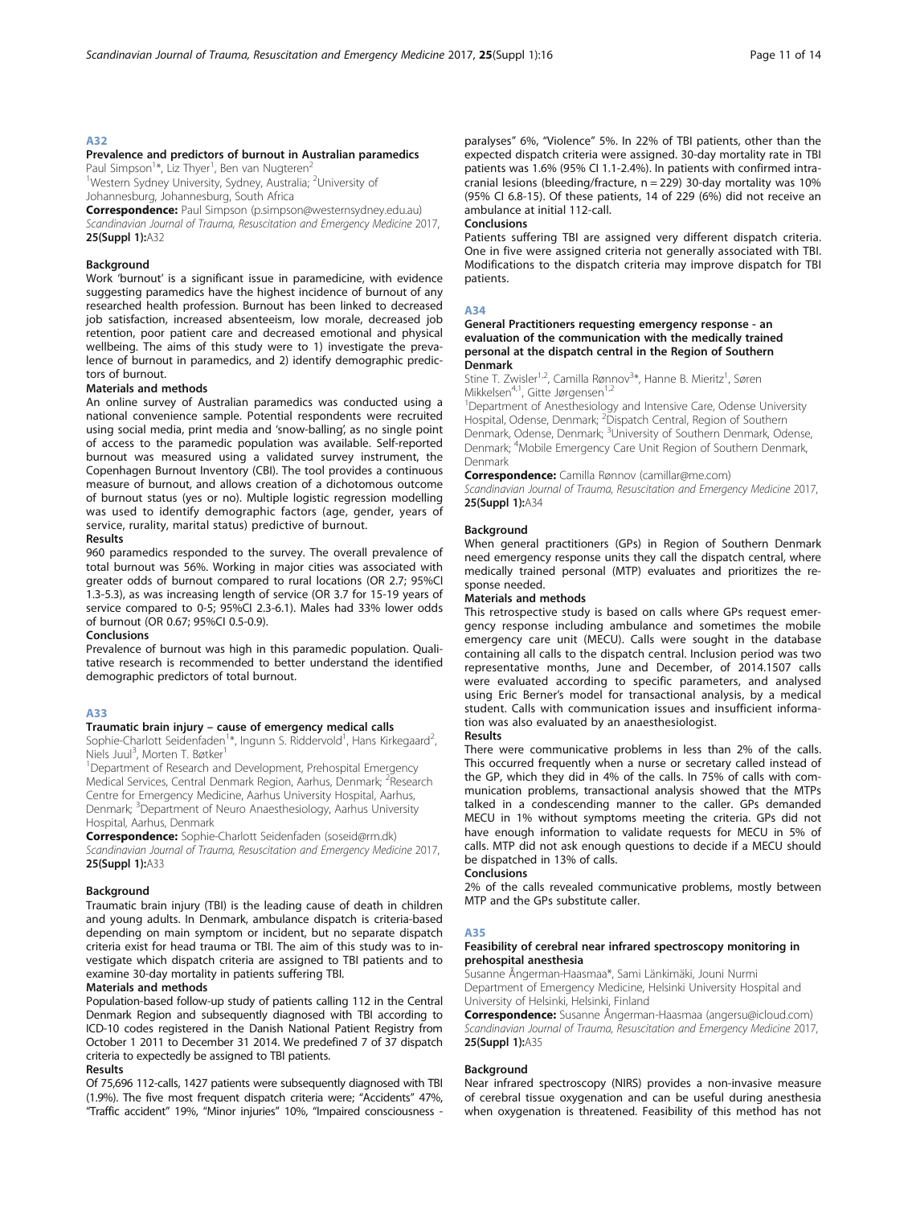## A32

### Prevalence and predictors of burnout in Australian paramedics

Paul Simpson[1]*, Liz Thyer[1], Ben van Nugteren[2]

[1]Western Sydney University, Sydney, Australia; [2]University of Johannesburg, Johannesburg, South Africa

**Correspondence:** Paul Simpson (p.simpson@westernsydney.edu.au)

*Scandinavian Journal of Trauma, Resuscitation and Emergency Medicine* 2017, **25(Suppl 1):**A32

#### Background

Work 'burnout' is a significant issue in paramedicine, with evidence suggesting paramedics have the highest incidence of burnout of any researched health profession. Burnout has been linked to decreased job satisfaction, increased absenteeism, low morale, decreased job retention, poor patient care and decreased emotional and physical wellbeing. The aims of this study were to 1) investigate the prevalence of burnout in paramedics, and 2) identify demographic predictors of burnout.

#### Materials and methods

An online survey of Australian paramedics was conducted using a national convenience sample. Potential respondents were recruited using social media, print media and 'snow-balling', as no single point of access to the paramedic population was available. Self-reported burnout was measured using a validated survey instrument, the Copenhagen Burnout Inventory (CBI). The tool provides a continuous measure of burnout, and allows creation of a dichotomous outcome of burnout status (yes or no). Multiple logistic regression modelling was used to identify demographic factors (age, gender, years of service, rurality, marital status) predictive of burnout.

#### Results

960 paramedics responded to the survey. The overall prevalence of total burnout was 56%. Working in major cities was associated with greater odds of burnout compared to rural locations (OR 2.7; 95%CI 1.3-5.3), as was increasing length of service (OR 3.7 for 15-19 years of service compared to 0-5; 95%CI 2.3-6.1). Males had 33% lower odds of burnout (OR 0.67; 95%CI 0.5-0.9).

#### Conclusions

Prevalence of burnout was high in this paramedic population. Qualitative research is recommended to better understand the identified demographic predictors of total burnout.

## A33

### Traumatic brain injury – cause of emergency medical calls

Sophie-Charlott Seidenfaden[1]*, Ingunn S. Riddervold[1], Hans Kirkegaard[2], Niels Juul[3], Morten T. Bøtker[1]

[1]Department of Research and Development, Prehospital Emergency Medical Services, Central Denmark Region, Aarhus, Denmark; [2]Research Centre for Emergency Medicine, Aarhus University Hospital, Aarhus, Denmark; [3]Department of Neuro Anaesthesiology, Aarhus University Hospital, Aarhus, Denmark

**Correspondence:** Sophie-Charlott Seidenfaden (soseid@rm.dk)

*Scandinavian Journal of Trauma, Resuscitation and Emergency Medicine* 2017, **25(Suppl 1):**A33

#### Background

Traumatic brain injury (TBI) is the leading cause of death in children and young adults. In Denmark, ambulance dispatch is criteria-based depending on main symptom or incident, but no separate dispatch criteria exist for head trauma or TBI. The aim of this study was to investigate which dispatch criteria are assigned to TBI patients and to examine 30-day mortality in patients suffering TBI.

#### Materials and methods

Population-based follow-up study of patients calling 112 in the Central Denmark Region and subsequently diagnosed with TBI according to ICD-10 codes registered in the Danish National Patient Registry from October 1 2011 to December 31 2014. We predefined 7 of 37 dispatch criteria to expectedly be assigned to TBI patients.

#### Results

Of 75,696 112-calls, 1427 patients were subsequently diagnosed with TBI (1.9%). The five most frequent dispatch criteria were; "Accidents" 47%, "Traffic accident" 19%, "Minor injuries" 10%, "Impaired consciousness - paralyses" 6%, "Violence" 5%. In 22% of TBI patients, other than the expected dispatch criteria were assigned. 30-day mortality rate in TBI patients was 1.6% (95% CI 1.1-2.4%). In patients with confirmed intracranial lesions (bleeding/fracture, n = 229) 30-day mortality was 10% (95% CI 6.8-15). Of these patients, 14 of 229 (6%) did not receive an ambulance at initial 112-call.

#### Conclusions

Patients suffering TBI are assigned very different dispatch criteria. One in five were assigned criteria not generally associated with TBI. Modifications to the dispatch criteria may improve dispatch for TBI patients.

## A34

### General Practitioners requesting emergency response - an evaluation of the communication with the medically trained personal at the dispatch central in the Region of Southern Denmark

Stine T. Zwisler[1,2], Camilla Rønnov[3]*, Hanne B. Mieritz[1], Søren Mikkelsen[4,1], Gitte Jørgensen[1,2]

[1]Department of Anesthesiology and Intensive Care, Odense University Hospital, Odense, Denmark; [2]Dispatch Central, Region of Southern Denmark, Odense, Denmark; [3]University of Southern Denmark, Odense, Denmark; [4]Mobile Emergency Care Unit Region of Southern Denmark, Denmark

**Correspondence:** Camilla Rønnov (camillar@me.com)

*Scandinavian Journal of Trauma, Resuscitation and Emergency Medicine* 2017, **25(Suppl 1):**A34

#### Background

When general practitioners (GPs) in Region of Southern Denmark need emergency response units they call the dispatch central, where medically trained personal (MTP) evaluates and prioritizes the response needed.

#### Materials and methods

This retrospective study is based on calls where GPs request emergency response including ambulance and sometimes the mobile emergency care unit (MECU). Calls were sought in the database containing all calls to the dispatch central. Inclusion period was two representative months, June and December, of 2014.1507 calls were evaluated according to specific parameters, and analysed using Eric Berner's model for transactional analysis, by a medical student. Calls with communication issues and insufficient information was also evaluated by an anaesthesiologist.

#### Results

There were communicative problems in less than 2% of the calls. This occurred frequently when a nurse or secretary called instead of the GP, which they did in 4% of the calls. In 75% of calls with communication problems, transactional analysis showed that the MTPs talked in a condescending manner to the caller. GPs demanded MECU in 1% without symptoms meeting the criteria. GPs did not have enough information to validate requests for MECU in 5% of calls. MTP did not ask enough questions to decide if a MECU should be dispatched in 13% of calls.

#### Conclusions

2% of the calls revealed communicative problems, mostly between MTP and the GPs substitute caller.

## A35

### Feasibility of cerebral near infrared spectroscopy monitoring in prehospital anesthesia

Susanne Ångerman-Haasmaa*, Sami Länkimäki, Jouni Nurmi

Department of Emergency Medicine, Helsinki University Hospital and University of Helsinki, Helsinki, Finland

**Correspondence:** Susanne Ångerman-Haasmaa (angersu@icloud.com)

*Scandinavian Journal of Trauma, Resuscitation and Emergency Medicine* 2017, **25(Suppl 1):**A35

#### Background

Near infrared spectroscopy (NIRS) provides a non-invasive measure of cerebral tissue oxygenation and can be useful during anesthesia when oxygenation is threatened. Feasibility of this method has not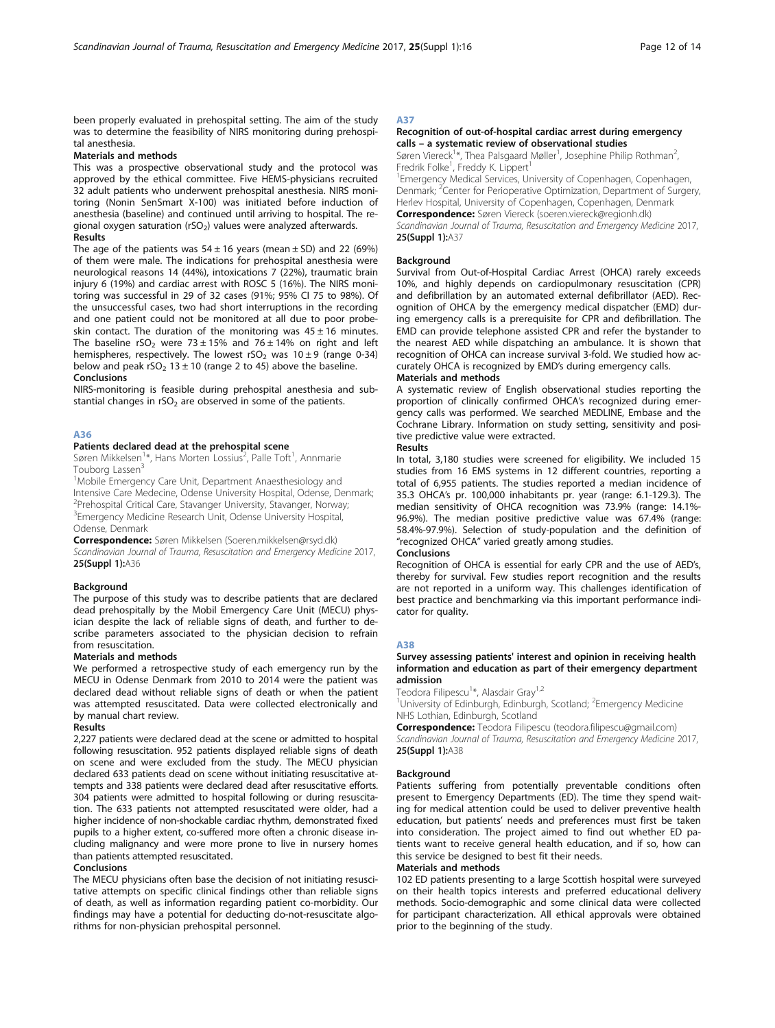been properly evaluated in prehospital setting. The aim of the study was to determine the feasibility of NIRS monitoring during prehospital anesthesia.

### Materials and methods

This was a prospective observational study and the protocol was approved by the ethical committee. Five HEMS-physicians recruited 32 adult patients who underwent prehospital anesthesia. NIRS monitoring (Nonin SenSmart X-100) was initiated before induction of anesthesia (baseline) and continued until arriving to hospital. The regional oxygen saturation ($rSO_2$) values were analyzed afterwards.

### Results

The age of the patients was $54 \pm 16$ years (mean ± SD) and 22 (69%) of them were male. The indications for prehospital anesthesia were neurological reasons 14 (44%), intoxications 7 (22%), traumatic brain injury 6 (19%) and cardiac arrest with ROSC 5 (16%). The NIRS monitoring was successful in 29 of 32 cases (91%; 95% CI 75 to 98%). Of the unsuccessful cases, two had short interruptions in the recording and one patient could not be monitored at all due to poor probe-skin contact. The duration of the monitoring was $45 \pm 16$ minutes. The baseline $rSO_2$ were $73 \pm 15\%$ and $76 \pm 14\%$ on right and left hemispheres, respectively. The lowest $rSO_2$ was $10 \pm 9$ (range 0-34) below and peak $rSO_2$ $13 \pm 10$ (range 2 to 45) above the baseline.

### Conclusions

NIRS-monitoring is feasible during prehospital anesthesia and substantial changes in $rSO_2$ are observed in some of the patients.

## A36

### Patients declared dead at the prehospital scene

Søren Mikkelsen[1]*, Hans Morten Lossius[2], Palle Toft[1], Annmarie Touborg Lassen[3]

[1]Mobile Emergency Care Unit, Department Anaesthesiology and Intensive Care Medecine, Odense University Hospital, Odense, Denmark; [2]Prehospital Critical Care, Stavanger University, Stavanger, Norway; [3]Emergency Medicine Research Unit, Odense University Hospital, Odense, Denmark

**Correspondence:** Søren Mikkelsen (Soeren.mikkelsen@rsyd.dk)
*Scandinavian Journal of Trauma, Resuscitation and Emergency Medicine* 2017, **25(Suppl 1):**A36

### Background

The purpose of this study was to describe patients that are declared dead prehospitally by the Mobil Emergency Care Unit (MECU) physician despite the lack of reliable signs of death, and further to describe parameters associated to the physician decision to refrain from resuscitation.

### Materials and methods

We performed a retrospective study of each emergency run by the MECU in Odense Denmark from 2010 to 2014 were the patient was declared dead without reliable signs of death or when the patient was attempted resuscitated. Data were collected electronically and by manual chart review.

### Results

2,227 patients were declared dead at the scene or admitted to hospital following resuscitation. 952 patients displayed reliable signs of death on scene and were excluded from the study. The MECU physician declared 633 patients dead on scene without initiating resuscitative attempts and 338 patients were declared dead after resuscitative efforts. 304 patients were admitted to hospital following or during resuscitation. The 633 patients not attempted resuscitated were older, had a higher incidence of non-shockable cardiac rhythm, demonstrated fixed pupils to a higher extent, co-suffered more often a chronic disease including malignancy and were more prone to live in nursery homes than patients attempted resuscitated.

### Conclusions

The MECU physicians often base the decision of not initiating resuscitative attempts on specific clinical findings other than reliable signs of death, as well as information regarding patient co-morbidity. Our findings may have a potential for deducting do-not-resuscitate algorithms for non-physician prehospital personnel.

## A37

### Recognition of out-of-hospital cardiac arrest during emergency calls – a systematic review of observational studies

Søren Viereck[1]*, Thea Palsgaard Møller[1], Josephine Philip Rothman[2], Fredrik Folke[1], Freddy K. Lippert[1]

[1]Emergency Medical Services, University of Copenhagen, Copenhagen, Denmark; [2]Center for Perioperative Optimization, Department of Surgery, Herlev Hospital, University of Copenhagen, Copenhagen, Denmark

**Correspondence:** Søren Viereck (soeren.viereck@regionh.dk)
*Scandinavian Journal of Trauma, Resuscitation and Emergency Medicine* 2017, **25(Suppl 1):**A37

### Background

Survival from Out-of-Hospital Cardiac Arrest (OHCA) rarely exceeds 10%, and highly depends on cardiopulmonary resuscitation (CPR) and defibrillation by an automated external defibrillator (AED). Recognition of OHCA by the emergency medical dispatcher (EMD) during emergency calls is a prerequisite for CPR and defibrillation. The EMD can provide telephone assisted CPR and refer the bystander to the nearest AED while dispatching an ambulance. It is shown that recognition of OHCA can increase survival 3-fold. We studied how accurately OHCA is recognized by EMD's during emergency calls.

### Materials and methods

A systematic review of English observational studies reporting the proportion of clinically confirmed OHCA's recognized during emergency calls was performed. We searched MEDLINE, Embase and the Cochrane Library. Information on study setting, sensitivity and positive predictive value were extracted.

### Results

In total, 3,180 studies were screened for eligibility. We included 15 studies from 16 EMS systems in 12 different countries, reporting a total of 6,955 patients. The studies reported a median incidence of 35.3 OHCA's pr. 100,000 inhabitants pr. year (range: 6.1-129.3). The median sensitivity of OHCA recognition was 73.9% (range: 14.1%-96.9%). The median positive predictive value was 67.4% (range: 58.4%-97.9%). Selection of study-population and the definition of "recognized OHCA" varied greatly among studies.

### Conclusions

Recognition of OHCA is essential for early CPR and the use of AED's, thereby for survival. Few studies report recognition and the results are not reported in a uniform way. This challenges identification of best practice and benchmarking via this important performance indicator for quality.

## A38

### Survey assessing patients' interest and opinion in receiving health information and education as part of their emergency department admission

Teodora Filipescu[1]*, Alasdair Gray[1,2]

[1]University of Edinburgh, Edinburgh, Scotland; [2]Emergency Medicine NHS Lothian, Edinburgh, Scotland

**Correspondence:** Teodora Filipescu (teodora.filipescu@gmail.com)
*Scandinavian Journal of Trauma, Resuscitation and Emergency Medicine* 2017, **25(Suppl 1):**A38

### Background

Patients suffering from potentially preventable conditions often present to Emergency Departments (ED). The time they spend waiting for medical attention could be used to deliver preventive health education, but patients' needs and preferences must first be taken into consideration. The project aimed to find out whether ED patients want to receive general health education, and if so, how can this service be designed to best fit their needs.

### Materials and methods

102 ED patients presenting to a large Scottish hospital were surveyed on their health topics interests and preferred educational delivery methods. Socio-demographic and some clinical data were collected for participant characterization. All ethical approvals were obtained prior to the beginning of the study.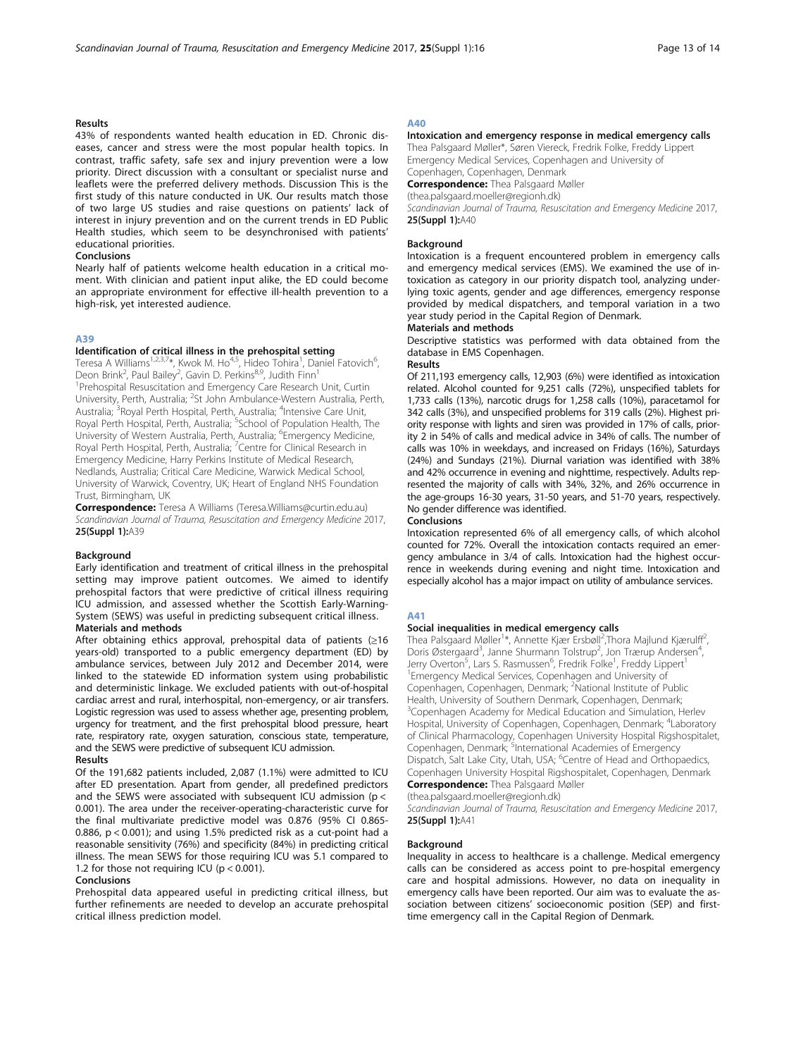#### Results

43% of respondents wanted health education in ED. Chronic diseases, cancer and stress were the most popular health topics. In contrast, traffic safety, safe sex and injury prevention were a low priority. Direct discussion with a consultant or specialist nurse and leaflets were the preferred delivery methods. Discussion This is the first study of this nature conducted in UK. Our results match those of two large US studies and raise questions on patients' lack of interest in injury prevention and on the current trends in ED Public Health studies, which seem to be desynchronised with patients' educational priorities.

#### Conclusions

Nearly half of patients welcome health education in a critical moment. With clinician and patient input alike, the ED could become an appropriate environment for effective ill-health prevention to a high-risk, yet interested audience.

## A39

### Identification of critical illness in the prehospital setting

Teresa A Williams[1,2,3,7]*, Kwok M. Ho[4,5], Hideo Tohira[1], Daniel Fatovich[6], Deon Brink[2], Paul Bailey[2], Gavin D. Perkins[8,9], Judith Finn[1]

[1]Prehospital Resuscitation and Emergency Care Research Unit, Curtin University, Perth, Australia; [2]St John Ambulance-Western Australia, Perth, Australia; [3]Royal Perth Hospital, Perth, Australia; [4]Intensive Care Unit, Royal Perth Hospital, Perth, Australia; [5]School of Population Health, The University of Western Australia, Perth, Australia; [6]Emergency Medicine, Royal Perth Hospital, Perth, Australia; [7]Centre for Clinical Research in Emergency Medicine, Harry Perkins Institute of Medical Research, Nedlands, Australia; Critical Care Medicine, Warwick Medical School, University of Warwick, Coventry, UK; Heart of England NHS Foundation Trust, Birmingham, UK

**Correspondence:** Teresa A Williams (Teresa.Williams@curtin.edu.au)

*Scandinavian Journal of Trauma, Resuscitation and Emergency Medicine* 2017, **25(Suppl 1):**A39

#### Background

Early identification and treatment of critical illness in the prehospital setting may improve patient outcomes. We aimed to identify prehospital factors that were predictive of critical illness requiring ICU admission, and assessed whether the Scottish Early-Warning-System (SEWS) was useful in predicting subsequent critical illness.

#### Materials and methods

After obtaining ethics approval, prehospital data of patients ($\geq$16 years-old) transported to a public emergency department (ED) by ambulance services, between July 2012 and December 2014, were linked to the statewide ED information system using probabilistic and deterministic linkage. We excluded patients with out-of-hospital cardiac arrest and rural, interhospital, non-emergency, or air transfers. Logistic regression was used to assess whether age, presenting problem, urgency for treatment, and the first prehospital blood pressure, heart rate, respiratory rate, oxygen saturation, conscious state, temperature, and the SEWS were predictive of subsequent ICU admission.

#### Results

Of the 191,682 patients included, 2,087 (1.1%) were admitted to ICU after ED presentation. Apart from gender, all predefined predictors and the SEWS were associated with subsequent ICU admission ($p <$ 0.001). The area under the receiver-operating-characteristic curve for the final multivariate predictive model was 0.876 (95% CI 0.865-0.886, $p < 0.001$); and using 1.5% predicted risk as a cut-point had a reasonable sensitivity (76%) and specificity (84%) in predicting critical illness. The mean SEWS for those requiring ICU was 5.1 compared to 1.2 for those not requiring ICU ($p < 0.001$).

#### Conclusions

Prehospital data appeared useful in predicting critical illness, but further refinements are needed to develop an accurate prehospital critical illness prediction model.

## A40

### Intoxication and emergency response in medical emergency calls

Thea Palsgaard Møller*, Søren Viereck, Fredrik Folke, Freddy Lippert

Emergency Medical Services, Copenhagen and University of Copenhagen, Copenhagen, Denmark

**Correspondence:** Thea Palsgaard Møller (thea.palsgaard.moeller@regionh.dk)

*Scandinavian Journal of Trauma, Resuscitation and Emergency Medicine* 2017, **25(Suppl 1):**A40

#### Background

Intoxication is a frequent encountered problem in emergency calls and emergency medical services (EMS). We examined the use of intoxication as category in our priority dispatch tool, analyzing underlying toxic agents, gender and age differences, emergency response provided by medical dispatchers, and temporal variation in a two year study period in the Capital Region of Denmark.

#### Materials and methods

Descriptive statistics was performed with data obtained from the database in EMS Copenhagen.

#### Results

Of 211,193 emergency calls, 12,903 (6%) were identified as intoxication related. Alcohol counted for 9,251 calls (72%), unspecified tablets for 1,733 calls (13%), narcotic drugs for 1,258 calls (10%), paracetamol for 342 calls (3%), and unspecified problems for 319 calls (2%). Highest priority response with lights and siren was provided in 17% of calls, priority 2 in 54% of calls and medical advice in 34% of calls. The number of calls was 10% in weekdays, and increased on Fridays (16%), Saturdays (24%) and Sundays (21%). Diurnal variation was identified with 38% and 42% occurrence in evening and nighttime, respectively. Adults represented the majority of calls with 34%, 32%, and 26% occurrence in the age-groups 16-30 years, 31-50 years, and 51-70 years, respectively. No gender difference was identified.

#### Conclusions

Intoxication represented 6% of all emergency calls, of which alcohol counted for 72%. Overall the intoxication contacts required an emergency ambulance in 3/4 of calls. Intoxication had the highest occurrence in weekends during evening and night time. Intoxication and especially alcohol has a major impact on utility of ambulance services.

## A41

### Social inequalities in medical emergency calls

Thea Palsgaard Møller[1]*, Annette Kjær Ersbøll[2], Thora Majlund Kjærulff[2], Doris Østergaard[3], Janne Shurmann Tolstrup[2], Jon Trærup Andersen[4], Jerry Overton[5], Lars S. Rasmussen[6], Fredrik Folke[1], Freddy Lippert[1]

[1]Emergency Medical Services, Copenhagen and University of Copenhagen, Copenhagen, Denmark; [2]National Institute of Public Health, University of Southern Denmark, Copenhagen, Denmark; [3]Copenhagen Academy for Medical Education and Simulation, Herlev Hospital, University of Copenhagen, Copenhagen, Denmark; [4]Laboratory of Clinical Pharmacology, Copenhagen University Hospital Rigshospitalet, Copenhagen, Denmark; [5]International Academies of Emergency Dispatch, Salt Lake City, Utah, USA; [6]Centre of Head and Orthopaedics, Copenhagen University Hospital Rigshospitalet, Copenhagen, Denmark

**Correspondence:** Thea Palsgaard Møller (thea.palsgaard.moeller@regionh.dk)

*Scandinavian Journal of Trauma, Resuscitation and Emergency Medicine* 2017, **25(Suppl 1):**A41

#### Background

Inequality in access to healthcare is a challenge. Medical emergency calls can be considered as access point to pre-hospital emergency care and hospital admissions. However, no data on inequality in emergency calls have been reported. Our aim was to evaluate the association between citizens' socioeconomic position (SEP) and first-time emergency call in the Capital Region of Denmark.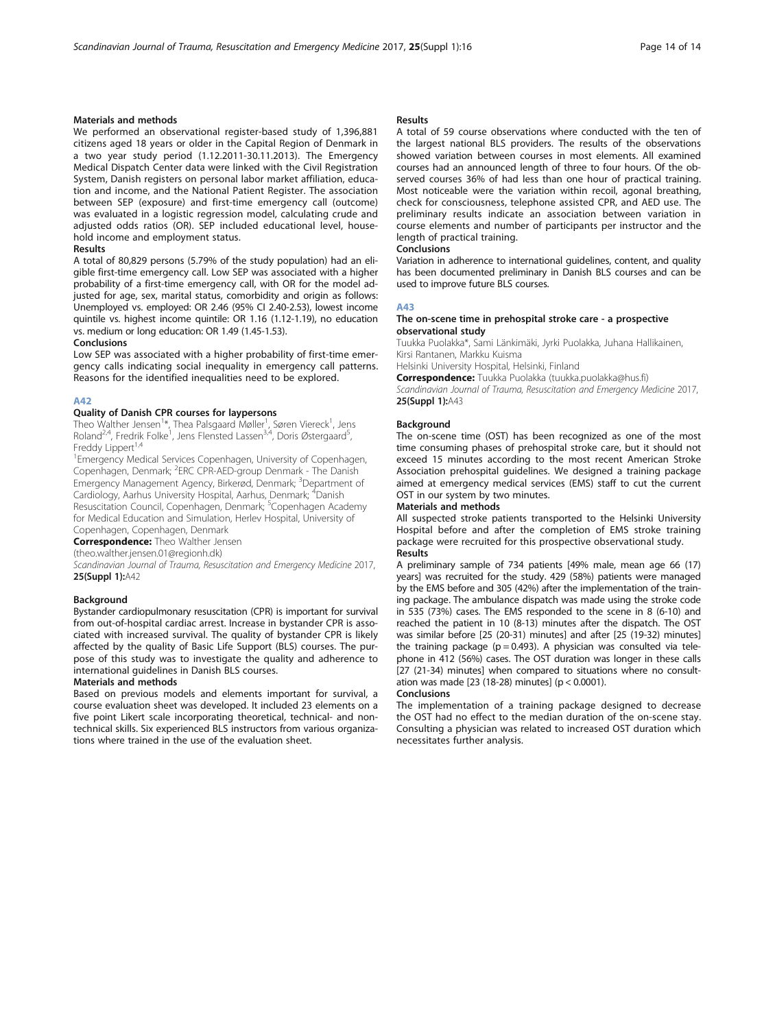#### Materials and methods

We performed an observational register-based study of 1,396,881 citizens aged 18 years or older in the Capital Region of Denmark in a two year study period (1.12.2011-30.11.2013). The Emergency Medical Dispatch Center data were linked with the Civil Registration System, Danish registers on personal labor market affiliation, education and income, and the National Patient Register. The association between SEP (exposure) and first-time emergency call (outcome) was evaluated in a logistic regression model, calculating crude and adjusted odds ratios (OR). SEP included educational level, household income and employment status.

#### Results

A total of 80,829 persons (5.79% of the study population) had an eligible first-time emergency call. Low SEP was associated with a higher probability of a first-time emergency call, with OR for the model adjusted for age, sex, marital status, comorbidity and origin as follows: Unemployed vs. employed: OR 2.46 (95% CI 2.40-2.53), lowest income quintile vs. highest income quintile: OR 1.16 (1.12-1.19), no education vs. medium or long education: OR 1.49 (1.45-1.53).

#### Conclusions

Low SEP was associated with a higher probability of first-time emergency calls indicating social inequality in emergency call patterns. Reasons for the identified inequalities need to be explored.

## A42

### Quality of Danish CPR courses for laypersons

Theo Walther Jensen[1]*, Thea Palsgaard Møller[1], Søren Viereck[1], Jens Roland[2,4], Fredrik Folke[1], Jens Flensted Lassen[3,4], Doris Østergaard[5], Freddy Lippert[1,4]

[1]Emergency Medical Services Copenhagen, University of Copenhagen, Copenhagen, Denmark; [2]ERC CPR-AED-group Denmark - The Danish Emergency Management Agency, Birkerød, Denmark; [3]Department of Cardiology, Aarhus University Hospital, Aarhus, Denmark; [4]Danish Resuscitation Council, Copenhagen, Denmark; [5]Copenhagen Academy for Medical Education and Simulation, Herlev Hospital, University of Copenhagen, Copenhagen, Denmark

**Correspondence:** Theo Walther Jensen (theo.walther.jensen.01@regionh.dk)

*Scandinavian Journal of Trauma, Resuscitation and Emergency Medicine* 2017, **25(Suppl 1):**A42

#### Background

Bystander cardiopulmonary resuscitation (CPR) is important for survival from out-of-hospital cardiac arrest. Increase in bystander CPR is associated with increased survival. The quality of bystander CPR is likely affected by the quality of Basic Life Support (BLS) courses. The purpose of this study was to investigate the quality and adherence to international guidelines in Danish BLS courses.

#### Materials and methods

Based on previous models and elements important for survival, a course evaluation sheet was developed. It included 23 elements on a five point Likert scale incorporating theoretical, technical- and non-technical skills. Six experienced BLS instructors from various organizations where trained in the use of the evaluation sheet.

#### Results

A total of 59 course observations where conducted with the ten of the largest national BLS providers. The results of the observations showed variation between courses in most elements. All examined courses had an announced length of three to four hours. Of the observed courses 36% of had less than one hour of practical training. Most noticeable were the variation within recoil, agonal breathing, check for consciousness, telephone assisted CPR, and AED use. The preliminary results indicate an association between variation in course elements and number of participants per instructor and the length of practical training.

#### Conclusions

Variation in adherence to international guidelines, content, and quality has been documented preliminary in Danish BLS courses and can be used to improve future BLS courses.

## A43

### The on-scene time in prehospital stroke care - a prospective observational study

Tuukka Puolakka*, Sami Länkimäki, Jyrki Puolakka, Juhana Hallikainen, Kirsi Rantanen, Markku Kuisma

Helsinki University Hospital, Helsinki, Finland

**Correspondence:** Tuukka Puolakka (tuukka.puolakka@hus.fi)

*Scandinavian Journal of Trauma, Resuscitation and Emergency Medicine* 2017, **25(Suppl 1):**A43

#### Background

The on-scene time (OST) has been recognized as one of the most time consuming phases of prehospital stroke care, but it should not exceed 15 minutes according to the most recent American Stroke Association prehospital guidelines. We designed a training package aimed at emergency medical services (EMS) staff to cut the current OST in our system by two minutes.

#### Materials and methods

All suspected stroke patients transported to the Helsinki University Hospital before and after the completion of EMS stroke training package were recruited for this prospective observational study.

#### Results

A preliminary sample of 734 patients [49% male, mean age 66 (17) years] was recruited for the study. 429 (58%) patients were managed by the EMS before and 305 (42%) after the implementation of the training package. The ambulance dispatch was made using the stroke code in 535 (73%) cases. The EMS responded to the scene in 8 (6-10) and reached the patient in 10 (8-13) minutes after the dispatch. The OST was similar before [25 (20-31) minutes] and after [25 (19-32) minutes] the training package ($p = 0.493$). A physician was consulted via telephone in 412 (56%) cases. The OST duration was longer in these calls [27 (21-34) minutes] when compared to situations where no consultation was made [23 (18-28) minutes] ($p < 0.0001$).

#### Conclusions

The implementation of a training package designed to decrease the OST had no effect to the median duration of the on-scene stay. Consulting a physician was related to increased OST duration which necessitates further analysis.